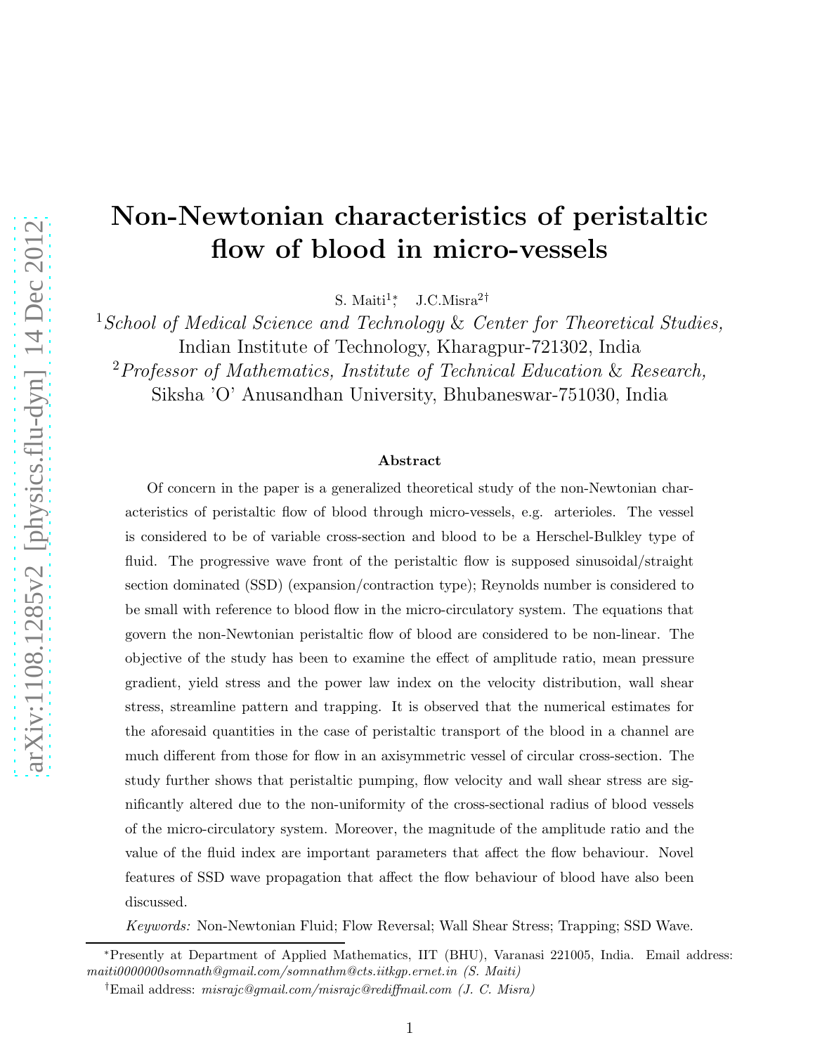# Non-Newtonian characteristics of peristaltic flow of blood in micro-vessels

S. Maiti[1]*, J.C.Misra[2]†

[1] *School of Medical Science and Technology & Center for Theoretical Studies,* Indian Institute of Technology, Kharagpur-721302, India

[2] *Professor of Mathematics, Institute of Technical Education & Research,* Siksha 'O' Anusandhan University, Bhubaneswar-751030, India

## Abstract

Of concern in the paper is a generalized theoretical study of the non-Newtonian characteristics of peristaltic flow of blood through micro-vessels, e.g. arterioles. The vessel is considered to be of variable cross-section and blood to be a Herschel-Bulkley type of fluid. The progressive wave front of the peristaltic flow is supposed sinusoidal/straight section dominated (SSD) (expansion/contraction type); Reynolds number is considered to be small with reference to blood flow in the micro-circulatory system. The equations that govern the non-Newtonian peristaltic flow of blood are considered to be non-linear. The objective of the study has been to examine the effect of amplitude ratio, mean pressure gradient, yield stress and the power law index on the velocity distribution, wall shear stress, streamline pattern and trapping. It is observed that the numerical estimates for the aforesaid quantities in the case of peristaltic transport of the blood in a channel are much different from those for flow in an axisymmetric vessel of circular cross-section. The study further shows that peristaltic pumping, flow velocity and wall shear stress are significantly altered due to the non-uniformity of the cross-sectional radius of blood vessels of the micro-circulatory system. Moreover, the magnitude of the amplitude ratio and the value of the fluid index are important parameters that affect the flow behaviour. Novel features of SSD wave propagation that affect the flow behaviour of blood have also been discussed.

*Keywords:* Non-Newtonian Fluid; Flow Reversal; Wall Shear Stress; Trapping; SSD Wave.

---

*Presently at Department of Applied Mathematics, IIT (BHU), Varanasi 221005, India. Email address: *maiti0000000somnath@gmail.com/somnathm@cts.iitkgp.ernet.in (S. Maiti)*

†Email address: *misrajc@gmail.com/misrajc@rediffmail.com (J. C. Misra)*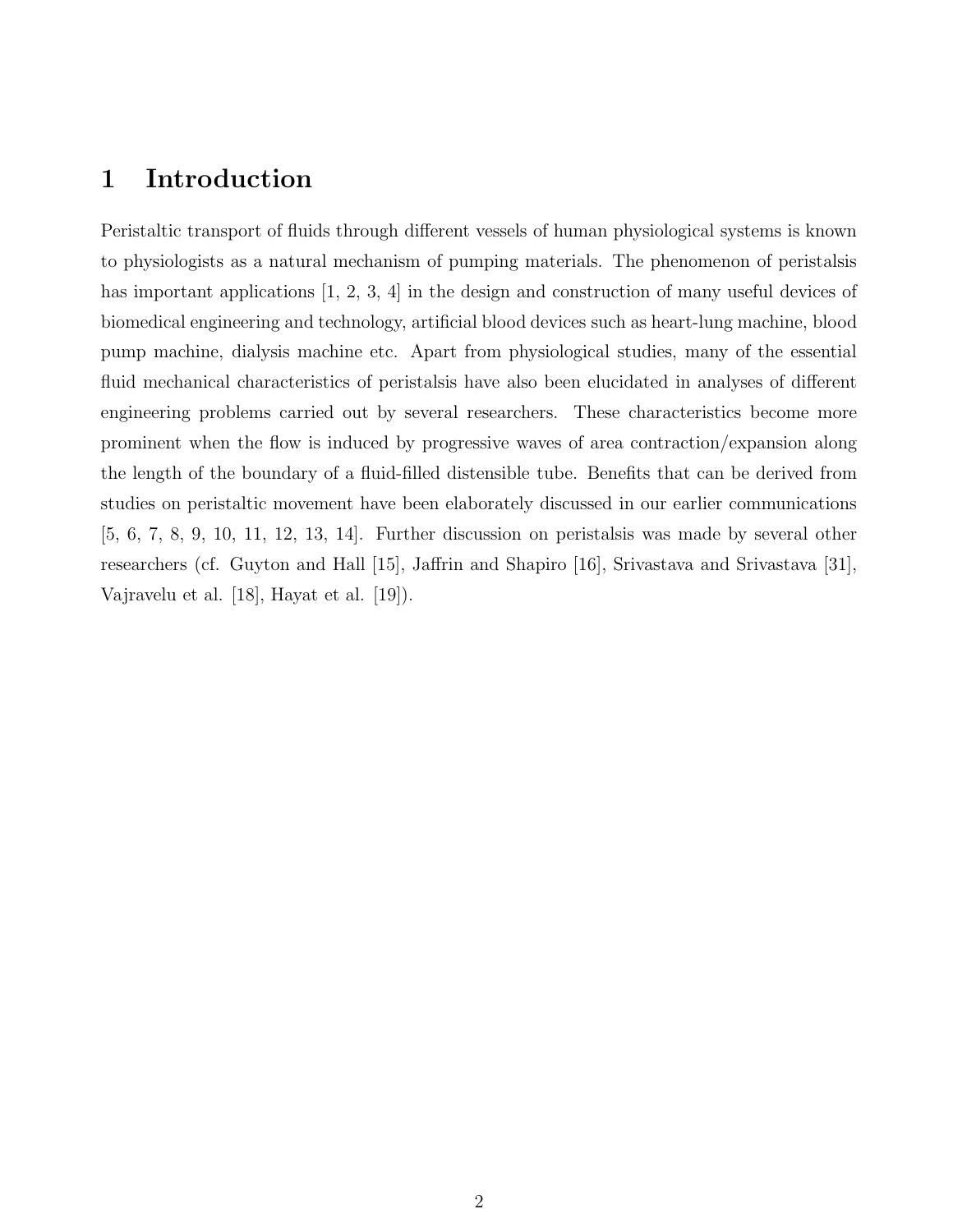# 1 Introduction

Peristaltic transport of fluids through different vessels of human physiological systems is known to physiologists as a natural mechanism of pumping materials. The phenomenon of peristalsis has important applications [1, 2, 3, 4] in the design and construction of many useful devices of biomedical engineering and technology, artificial blood devices such as heart-lung machine, blood pump machine, dialysis machine etc. Apart from physiological studies, many of the essential fluid mechanical characteristics of peristalsis have also been elucidated in analyses of different engineering problems carried out by several researchers. These characteristics become more prominent when the flow is induced by progressive waves of area contraction/expansion along the length of the boundary of a fluid-filled distensible tube. Benefits that can be derived from studies on peristaltic movement have been elaborately discussed in our earlier communications [5, 6, 7, 8, 9, 10, 11, 12, 13, 14]. Further discussion on peristalsis was made by several other researchers (cf. Guyton and Hall [15], Jaffrin and Shapiro [16], Srivastava and Srivastava [31], Vajravelu et al. [18], Hayat et al. [19]).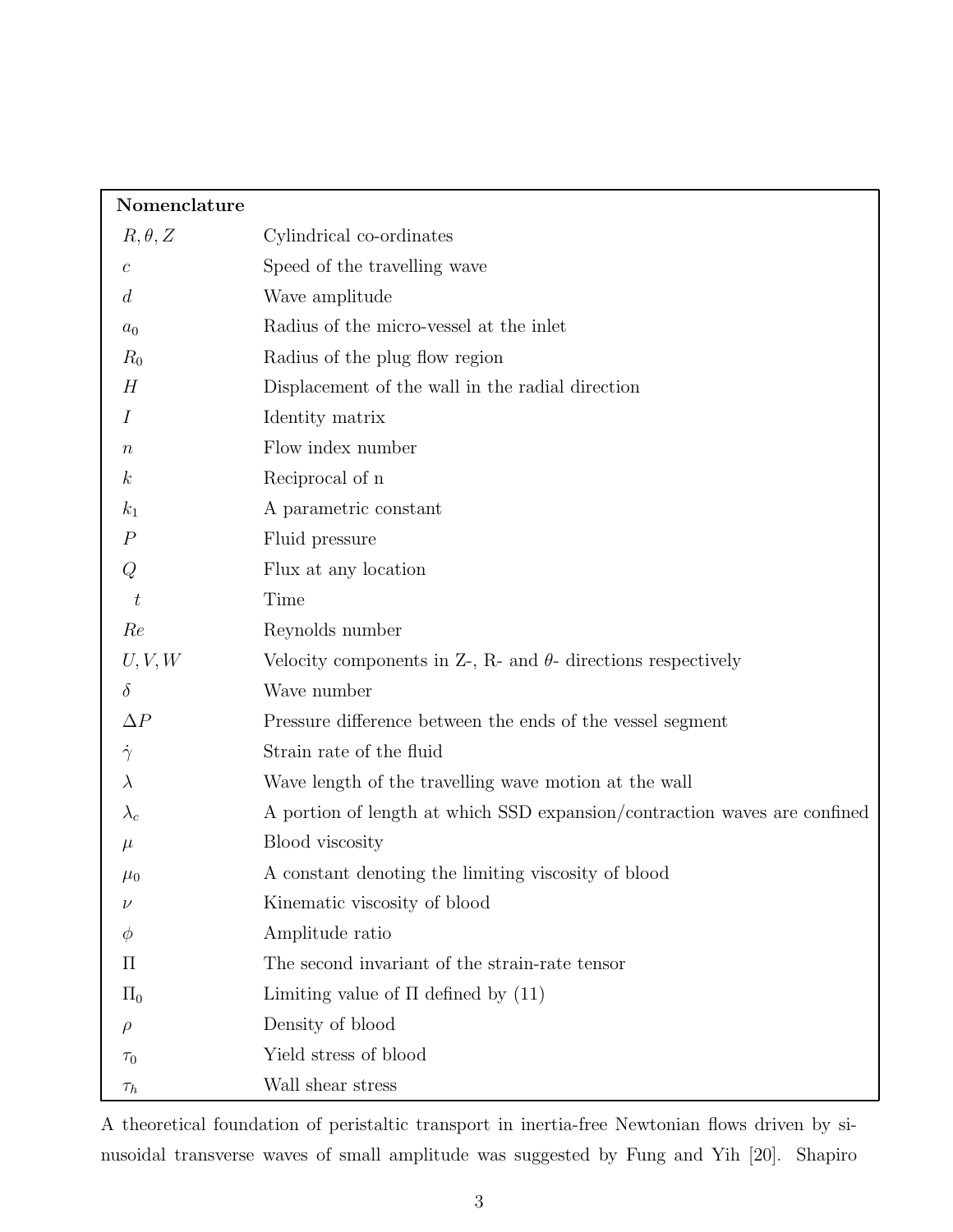**Nomenclature**

| | |
|---|---|
| $R, \theta, Z$ | Cylindrical co-ordinates |
| $c$ | Speed of the travelling wave |
| $d$ | Wave amplitude |
| $a_0$ | Radius of the micro-vessel at the inlet |
| $R_0$ | Radius of the plug flow region |
| $H$ | Displacement of the wall in the radial direction |
| $I$ | Identity matrix |
| $n$ | Flow index number |
| $k$ | Reciprocal of n |
| $k_1$ | A parametric constant |
| $P$ | Fluid pressure |
| $Q$ | Flux at any location |
| $t$ | Time |
| $Re$ | Reynolds number |
| $U, V, W$ | Velocity components in Z-, R- and $\theta$- directions respectively |
| $\delta$ | Wave number |
| $\Delta P$ | Pressure difference between the ends of the vessel segment |
| $\dot{\gamma}$ | Strain rate of the fluid |
| $\lambda$ | Wave length of the travelling wave motion at the wall |
| $\lambda_c$ | A portion of length at which SSD expansion/contraction waves are confined |
| $\mu$ | Blood viscosity |
| $\mu_0$ | A constant denoting the limiting viscosity of blood |
| $\nu$ | Kinematic viscosity of blood |
| $\phi$ | Amplitude ratio |
| $\Pi$ | The second invariant of the strain-rate tensor |
| $\Pi_0$ | Limiting value of $\Pi$ defined by (11) |
| $\rho$ | Density of blood |
| $\tau_0$ | Yield stress of blood |
| $\tau_h$ | Wall shear stress |

A theoretical foundation of peristaltic transport in inertia-free Newtonian flows driven by sinusoidal transverse waves of small amplitude was suggested by Fung and Yih [20]. Shapiro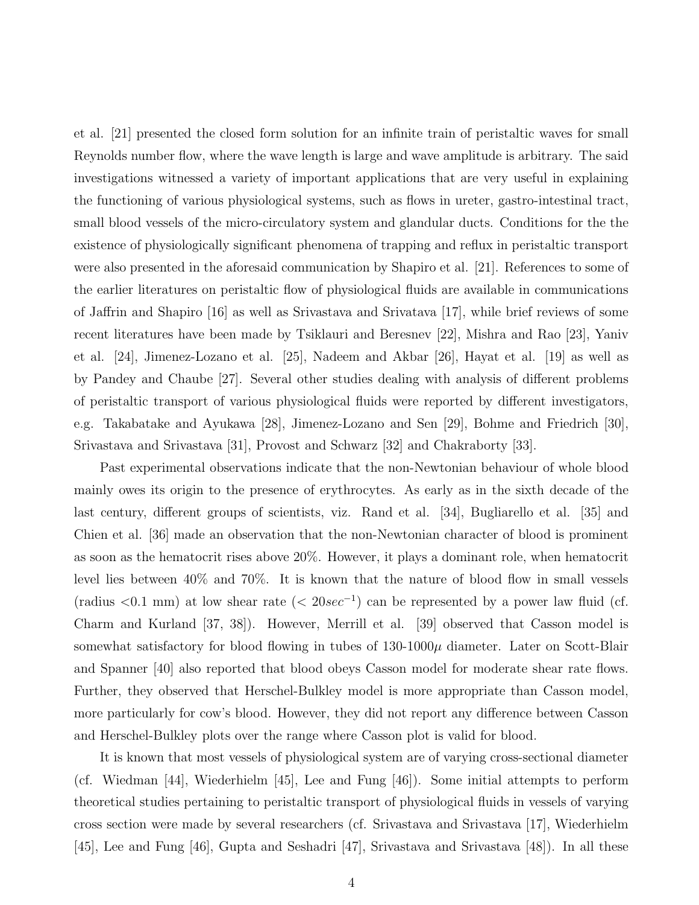et al. [21] presented the closed form solution for an infinite train of peristaltic waves for small Reynolds number flow, where the wave length is large and wave amplitude is arbitrary. The said investigations witnessed a variety of important applications that are very useful in explaining the functioning of various physiological systems, such as flows in ureter, gastro-intestinal tract, small blood vessels of the micro-circulatory system and glandular ducts. Conditions for the the existence of physiologically significant phenomena of trapping and reflux in peristaltic transport were also presented in the aforesaid communication by Shapiro et al. [21]. References to some of the earlier literatures on peristaltic flow of physiological fluids are available in communications of Jaffrin and Shapiro [16] as well as Srivastava and Srivatava [17], while brief reviews of some recent literatures have been made by Tsiklauri and Beresnev [22], Mishra and Rao [23], Yaniv et al. [24], Jimenez-Lozano et al. [25], Nadeem and Akbar [26], Hayat et al. [19] as well as by Pandey and Chaube [27]. Several other studies dealing with analysis of different problems of peristaltic transport of various physiological fluids were reported by different investigators, e.g. Takabatake and Ayukawa [28], Jimenez-Lozano and Sen [29], Bohme and Friedrich [30], Srivastava and Srivastava [31], Provost and Schwarz [32] and Chakraborty [33].

Past experimental observations indicate that the non-Newtonian behaviour of whole blood mainly owes its origin to the presence of erythrocytes. As early as in the sixth decade of the last century, different groups of scientists, viz. Rand et al. [34], Bugliarello et al. [35] and Chien et al. [36] made an observation that the non-Newtonian character of blood is prominent as soon as the hematocrit rises above 20%. However, it plays a dominant role, when hematocrit level lies between 40% and 70%. It is known that the nature of blood flow in small vessels (radius <0.1 mm) at low shear rate ($< 20 sec^{-1}$) can be represented by a power law fluid (cf. Charm and Kurland [37, 38]). However, Merrill et al. [39] observed that Casson model is somewhat satisfactory for blood flowing in tubes of 130-1000$\mu$ diameter. Later on Scott-Blair and Spanner [40] also reported that blood obeys Casson model for moderate shear rate flows. Further, they observed that Herschel-Bulkley model is more appropriate than Casson model, more particularly for cow's blood. However, they did not report any difference between Casson and Herschel-Bulkley plots over the range where Casson plot is valid for blood.

It is known that most vessels of physiological system are of varying cross-sectional diameter (cf. Wiedman [44], Wiederhielm [45], Lee and Fung [46]). Some initial attempts to perform theoretical studies pertaining to peristaltic transport of physiological fluids in vessels of varying cross section were made by several researchers (cf. Srivastava and Srivastava [17], Wiederhielm [45], Lee and Fung [46], Gupta and Seshadri [47], Srivastava and Srivastava [48]). In all these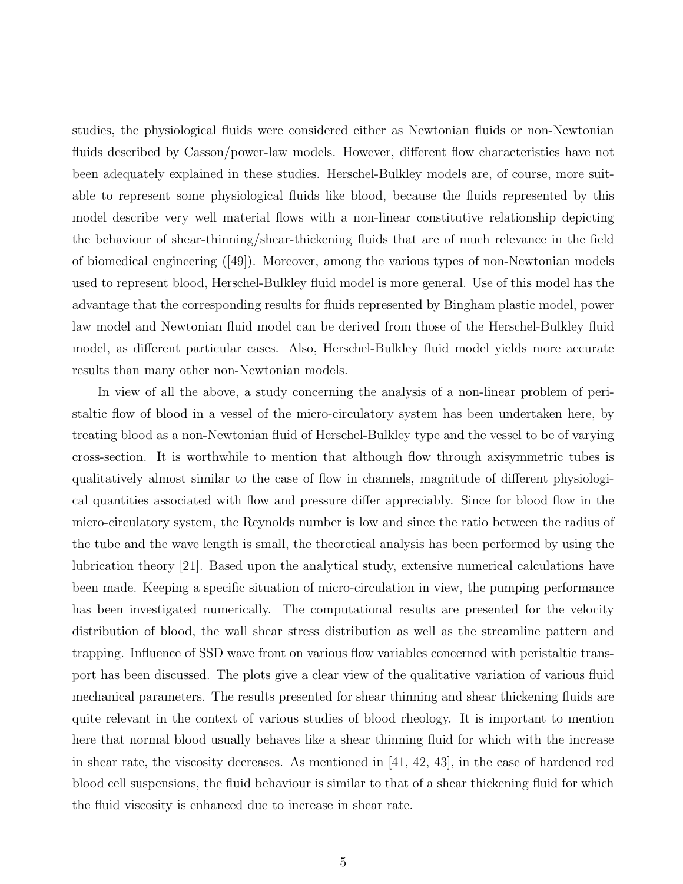studies, the physiological fluids were considered either as Newtonian fluids or non-Newtonian fluids described by Casson/power-law models. However, different flow characteristics have not been adequately explained in these studies. Herschel-Bulkley models are, of course, more suitable to represent some physiological fluids like blood, because the fluids represented by this model describe very well material flows with a non-linear constitutive relationship depicting the behaviour of shear-thinning/shear-thickening fluids that are of much relevance in the field of biomedical engineering ([49]). Moreover, among the various types of non-Newtonian models used to represent blood, Herschel-Bulkley fluid model is more general. Use of this model has the advantage that the corresponding results for fluids represented by Bingham plastic model, power law model and Newtonian fluid model can be derived from those of the Herschel-Bulkley fluid model, as different particular cases. Also, Herschel-Bulkley fluid model yields more accurate results than many other non-Newtonian models.

In view of all the above, a study concerning the analysis of a non-linear problem of peristaltic flow of blood in a vessel of the micro-circulatory system has been undertaken here, by treating blood as a non-Newtonian fluid of Herschel-Bulkley type and the vessel to be of varying cross-section. It is worthwhile to mention that although flow through axisymmetric tubes is qualitatively almost similar to the case of flow in channels, magnitude of different physiological quantities associated with flow and pressure differ appreciably. Since for blood flow in the micro-circulatory system, the Reynolds number is low and since the ratio between the radius of the tube and the wave length is small, the theoretical analysis has been performed by using the lubrication theory [21]. Based upon the analytical study, extensive numerical calculations have been made. Keeping a specific situation of micro-circulation in view, the pumping performance has been investigated numerically. The computational results are presented for the velocity distribution of blood, the wall shear stress distribution as well as the streamline pattern and trapping. Influence of SSD wave front on various flow variables concerned with peristaltic transport has been discussed. The plots give a clear view of the qualitative variation of various fluid mechanical parameters. The results presented for shear thinning and shear thickening fluids are quite relevant in the context of various studies of blood rheology. It is important to mention here that normal blood usually behaves like a shear thinning fluid for which with the increase in shear rate, the viscosity decreases. As mentioned in [41, 42, 43], in the case of hardened red blood cell suspensions, the fluid behaviour is similar to that of a shear thickening fluid for which the fluid viscosity is enhanced due to increase in shear rate.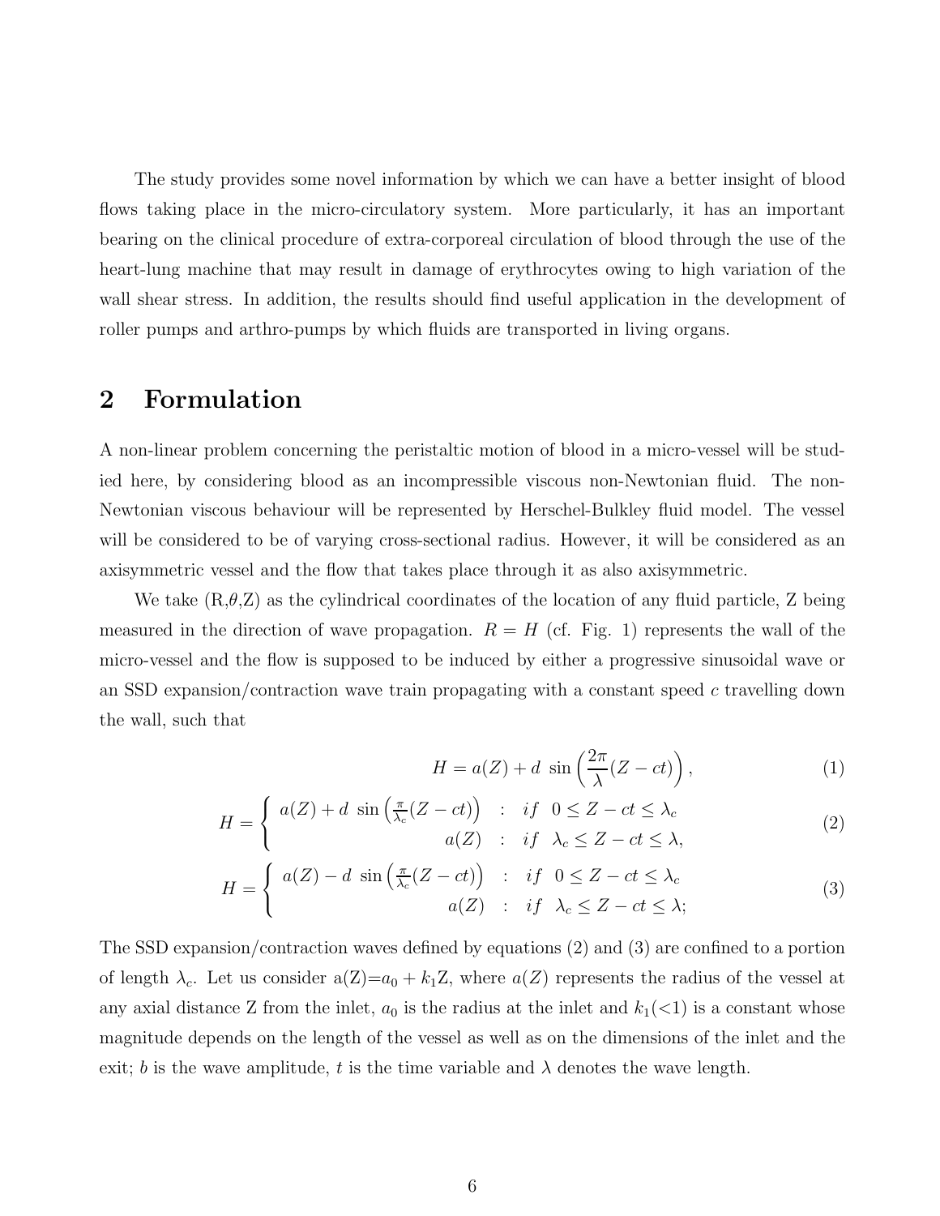The study provides some novel information by which we can have a better insight of blood flows taking place in the micro-circulatory system. More particularly, it has an important bearing on the clinical procedure of extra-corporeal circulation of blood through the use of the heart-lung machine that may result in damage of erythrocytes owing to high variation of the wall shear stress. In addition, the results should find useful application in the development of roller pumps and arthro-pumps by which fluids are transported in living organs.

## 2 Formulation

A non-linear problem concerning the peristaltic motion of blood in a micro-vessel will be studied here, by considering blood as an incompressible viscous non-Newtonian fluid. The non-Newtonian viscous behaviour will be represented by Herschel-Bulkley fluid model. The vessel will be considered to be of varying cross-sectional radius. However, it will be considered as an axisymmetric vessel and the flow that takes place through it as also axisymmetric.

We take (R,$\theta$,Z) as the cylindrical coordinates of the location of any fluid particle, Z being measured in the direction of wave propagation. $R = H$ (cf. Fig. 1) represents the wall of the micro-vessel and the flow is supposed to be induced by either a progressive sinusoidal wave or an SSD expansion/contraction wave train propagating with a constant speed $c$ travelling down the wall, such that

$$H = a(Z) + d\ \sin\left(\frac{2\pi}{\lambda}(Z - ct)\right), \tag{1}$$

$$H = \begin{cases} a(Z) + d\ \sin\left(\frac{\pi}{\lambda_c}(Z - ct)\right) & : \ if \ \ 0 \le Z - ct \le \lambda_c \\ a(Z) & : \ if \ \ \lambda_c \le Z - ct \le \lambda, \end{cases} \tag{2}$$

$$H = \begin{cases} a(Z) - d\ \sin\left(\frac{\pi}{\lambda_c}(Z - ct)\right) & : \ if \ \ 0 \le Z - ct \le \lambda_c \\ a(Z) & : \ if \ \ \lambda_c \le Z - ct \le \lambda; \end{cases} \tag{3}$$

The SSD expansion/contraction waves defined by equations (2) and (3) are confined to a portion of length $\lambda_c$. Let us consider a(Z)=$a_0 + k_1$Z, where $a(Z)$ represents the radius of the vessel at any axial distance Z from the inlet, $a_0$ is the radius at the inlet and $k_1$(<1) is a constant whose magnitude depends on the length of the vessel as well as on the dimensions of the inlet and the exit; $b$ is the wave amplitude, $t$ is the time variable and $\lambda$ denotes the wave length.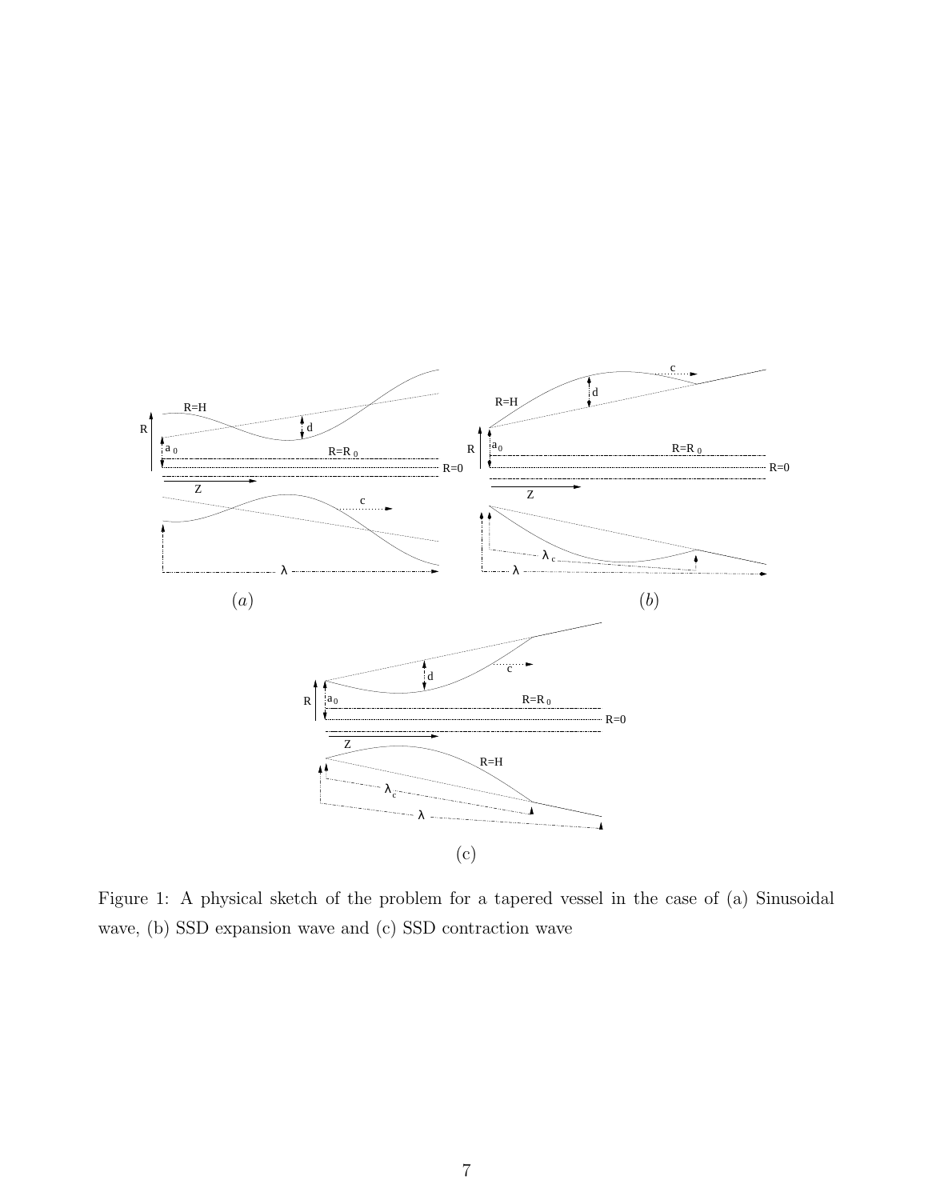Figure 1: A physical sketch of the problem for a tapered vessel in the case of (a) Sinusoidal wave, (b) SSD expansion wave and (c) SSD contraction wave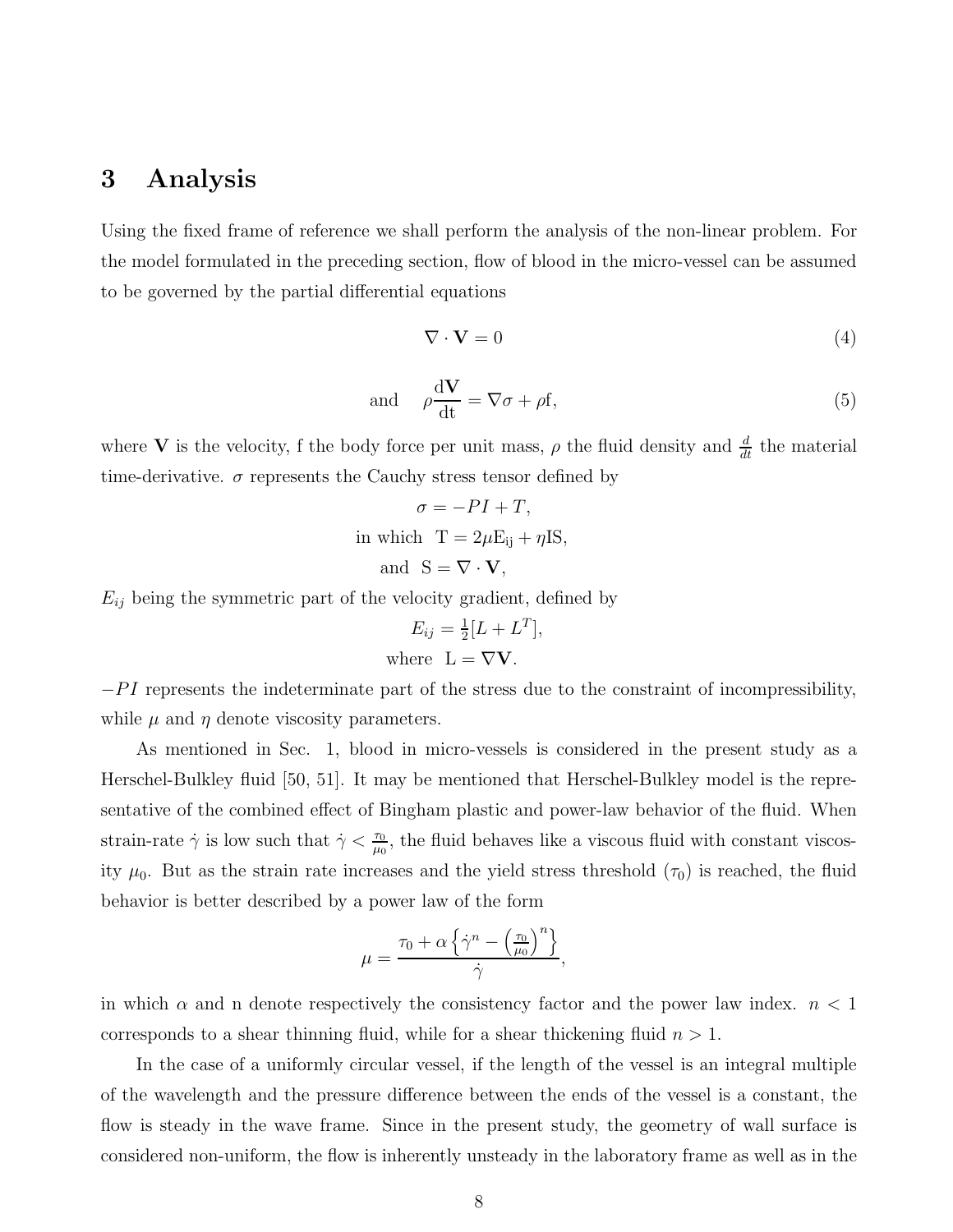## 3 Analysis

Using the fixed frame of reference we shall perform the analysis of the non-linear problem. For the model formulated in the preceding section, flow of blood in the micro-vessel can be assumed to be governed by the partial differential equations

$$\nabla \cdot \mathbf{V} = 0 \tag{4}$$

$$\text{and} \quad \rho \frac{\mathrm{d}\mathbf{V}}{\mathrm{dt}} = \nabla \sigma + \rho \mathrm{f}, \tag{5}$$

where $\mathbf{V}$ is the velocity, f the body force per unit mass, $\rho$ the fluid density and $\frac{d}{dt}$ the material time-derivative. $\sigma$ represents the Cauchy stress tensor defined by

$$\sigma = -PI + T,$$

$$\text{in which} \;\; \mathrm{T} = 2\mu \mathrm{E_{ij}} + \eta \mathrm{IS},$$

$$\text{and} \;\; \mathrm{S} = \nabla \cdot \mathbf{V},$$

$E_{ij}$ being the symmetric part of the velocity gradient, defined by

$$E_{ij} = \tfrac{1}{2}[L + L^T],$$

$$\text{where} \;\; \mathrm{L} = \nabla \mathbf{V}.$$

$-PI$ represents the indeterminate part of the stress due to the constraint of incompressibility, while $\mu$ and $\eta$ denote viscosity parameters.

As mentioned in Sec. 1, blood in micro-vessels is considered in the present study as a Herschel-Bulkley fluid [50, 51]. It may be mentioned that Herschel-Bulkley model is the representative of the combined effect of Bingham plastic and power-law behavior of the fluid. When strain-rate $\dot{\gamma}$ is low such that $\dot{\gamma} < \frac{\tau_0}{\mu_0}$, the fluid behaves like a viscous fluid with constant viscosity $\mu_0$. But as the strain rate increases and the yield stress threshold ($\tau_0$) is reached, the fluid behavior is better described by a power law of the form

$$\mu = \frac{\tau_0 + \alpha \left\{ \dot{\gamma}^n - \left( \frac{\tau_0}{\mu_0} \right)^n \right\}}{\dot{\gamma}},$$

in which $\alpha$ and n denote respectively the consistency factor and the power law index. $n < 1$ corresponds to a shear thinning fluid, while for a shear thickening fluid $n > 1$.

In the case of a uniformly circular vessel, if the length of the vessel is an integral multiple of the wavelength and the pressure difference between the ends of the vessel is a constant, the flow is steady in the wave frame. Since in the present study, the geometry of wall surface is considered non-uniform, the flow is inherently unsteady in the laboratory frame as well as in the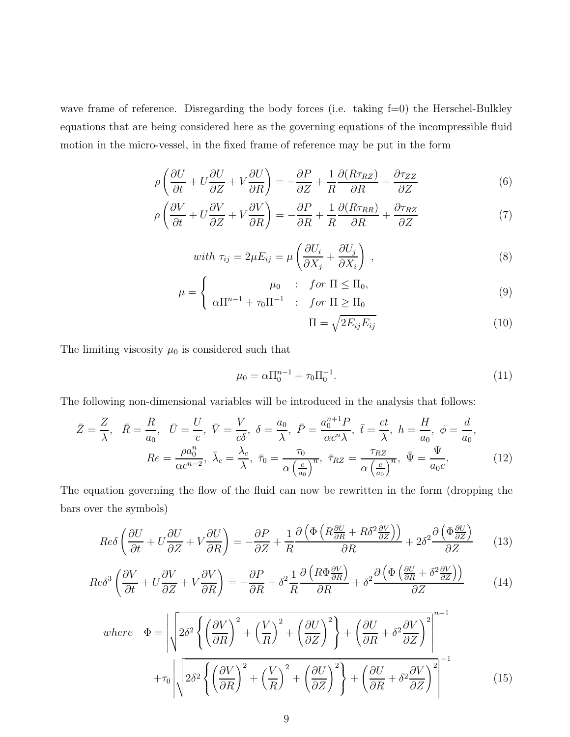wave frame of reference. Disregarding the body forces (i.e. taking f=0) the Herschel-Bulkley equations that are being considered here as the governing equations of the incompressible fluid motion in the micro-vessel, in the fixed frame of reference may be put in the form

$$\rho\left(\frac{\partial U}{\partial t}+U\frac{\partial U}{\partial Z}+V\frac{\partial U}{\partial R}\right)=-\frac{\partial P}{\partial Z}+\frac{1}{R}\frac{\partial(R\tau_{RZ})}{\partial R}+\frac{\partial \tau_{ZZ}}{\partial Z} \tag{6}$$

$$\rho\left(\frac{\partial V}{\partial t}+U\frac{\partial V}{\partial Z}+V\frac{\partial V}{\partial R}\right)=-\frac{\partial P}{\partial R}+\frac{1}{R}\frac{\partial(R\tau_{RR})}{\partial R}+\frac{\partial \tau_{RZ}}{\partial Z} \tag{7}$$

$$with\ \tau_{ij}=2\mu E_{ij}=\mu\left(\frac{\partial U_i}{\partial X_j}+\frac{\partial U_j}{\partial X_i}\right)\ , \tag{8}$$

$$\mu=\begin{cases}\mu_0 & : \quad for\ \Pi\le\Pi_0,\\ \alpha\Pi^{n-1}+\tau_0\Pi^{-1} & : \quad for\ \Pi\ge\Pi_0\end{cases} \tag{9}$$

$$\Pi=\sqrt{2E_{ij}E_{ij}} \tag{10}$$

The limiting viscosity $\mu_0$ is considered such that

$$\mu_0=\alpha\Pi_0^{n-1}+\tau_0\Pi_0^{-1}. \tag{11}$$

The following non-dimensional variables will be introduced in the analysis that follows:

$$\bar{Z}=\frac{Z}{\lambda},\ \ \bar{R}=\frac{R}{a_0},\ \ \bar{U}=\frac{U}{c},\ \bar{V}=\frac{V}{c\delta},\ \delta=\frac{a_0}{\lambda},\ \bar{P}=\frac{a_0^{n+1}P}{\alpha c^n\lambda},\ \bar{t}=\frac{ct}{\lambda},\ h=\frac{H}{a_0},\ \phi=\frac{d}{a_0},$$
$$Re=\frac{\rho a_0^n}{\alpha c^{n-2}},\ \bar{\lambda}_c=\frac{\lambda_c}{\lambda},\ \bar{\tau}_0=\frac{\tau_0}{\alpha\left(\frac{c}{a_0}\right)^n},\ \bar{\tau}_{RZ}=\frac{\tau_{RZ}}{\alpha\left(\frac{c}{a_0}\right)^n},\ \bar{\Psi}=\frac{\Psi}{a_0c}. \tag{12}$$

The equation governing the flow of the fluid can now be rewritten in the form (dropping the bars over the symbols)

$$Re\delta\left(\frac{\partial U}{\partial t}+U\frac{\partial U}{\partial Z}+V\frac{\partial U}{\partial R}\right)=-\frac{\partial P}{\partial Z}+\frac{1}{R}\frac{\partial\left(\Phi\left(R\frac{\partial U}{\partial R}+R\delta^2\frac{\partial V}{\partial Z}\right)\right)}{\partial R}+2\delta^2\frac{\partial\left(\Phi\frac{\partial U}{\partial Z}\right)}{\partial Z} \tag{13}$$

$$Re\delta^3\left(\frac{\partial V}{\partial t}+U\frac{\partial V}{\partial Z}+V\frac{\partial V}{\partial R}\right)=-\frac{\partial P}{\partial R}+\delta^2\frac{1}{R}\frac{\partial\left(R\Phi\frac{\partial V}{\partial R}\right)}{\partial R}+\delta^2\frac{\partial\left(\Phi\left(\frac{\partial U}{\partial R}+\delta^2\frac{\partial V}{\partial Z}\right)\right)}{\partial Z} \tag{14}$$

$$where\quad \Phi=\left|\sqrt{2\delta^2\left\{\left(\frac{\partial V}{\partial R}\right)^2+\left(\frac{V}{R}\right)^2+\left(\frac{\partial U}{\partial Z}\right)^2\right\}+\left(\frac{\partial U}{\partial R}+\delta^2\frac{\partial V}{\partial Z}\right)^2}\right|^{n-1}$$
$$+\tau_0\left|\sqrt{2\delta^2\left\{\left(\frac{\partial V}{\partial R}\right)^2+\left(\frac{V}{R}\right)^2+\left(\frac{\partial U}{\partial Z}\right)^2\right\}+\left(\frac{\partial U}{\partial R}+\delta^2\frac{\partial V}{\partial Z}\right)^2}\right|^{-1} \tag{15}$$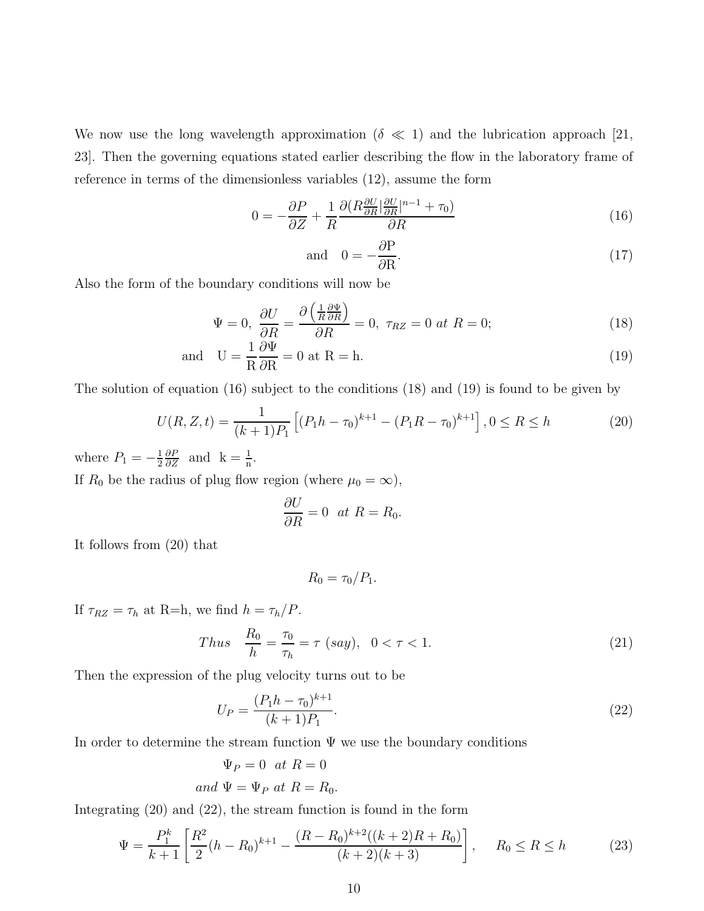We now use the long wavelength approximation ($\delta \ll 1$) and the lubrication approach [21, 23]. Then the governing equations stated earlier describing the flow in the laboratory frame of reference in terms of the dimensionless variables (12), assume the form

$$0 = -\frac{\partial P}{\partial Z} + \frac{1}{R}\frac{\partial (R\frac{\partial U}{\partial R}|\frac{\partial U}{\partial R}|^{n-1} + \tau_0)}{\partial R} \tag{16}$$

$$\text{and} \quad 0 = -\frac{\partial \mathrm{P}}{\partial \mathrm{R}}. \tag{17}$$

Also the form of the boundary conditions will now be

$$\Psi = 0,\ \frac{\partial U}{\partial R} = \frac{\partial\left(\frac{1}{R}\frac{\partial \Psi}{\partial R}\right)}{\partial R} = 0,\ \tau_{RZ} = 0\ at\ R = 0; \tag{18}$$

$$\text{and} \quad \mathrm{U} = \frac{1}{\mathrm{R}}\frac{\partial \Psi}{\partial \mathrm{R}} = 0 \text{ at R} = \text{h}. \tag{19}$$

The solution of equation (16) subject to the conditions (18) and (19) is found to be given by

$$U(R, Z, t) = \frac{1}{(k+1)P_1}\left[(P_1 h - \tau_0)^{k+1} - (P_1 R - \tau_0)^{k+1}\right], 0 \le R \le h \tag{20}$$

where $P_1 = -\frac{1}{2}\frac{\partial P}{\partial Z}$ and $\mathrm{k} = \frac{1}{\mathrm{n}}$.

If $R_0$ be the radius of plug flow region (where $\mu_0 = \infty$),

$$\frac{\partial U}{\partial R} = 0 \ \ at\ R = R_0.$$

It follows from (20) that

$$R_0 = \tau_0 / P_1.$$

If $\tau_{RZ} = \tau_h$ at R=h, we find $h = \tau_h / P$.

$$Thus \quad \frac{R_0}{h} = \frac{\tau_0}{\tau_h} = \tau\ (say), \quad 0 < \tau < 1. \tag{21}$$

Then the expression of the plug velocity turns out to be

$$U_P = \frac{(P_1 h - \tau_0)^{k+1}}{(k+1)P_1}. \tag{22}$$

In order to determine the stream function $\Psi$ we use the boundary conditions

$$\Psi_P = 0 \ \ at\ R = 0$$

$$and\ \Psi = \Psi_P\ at\ R = R_0.$$

Integrating (20) and (22), the stream function is found in the form

$$\Psi = \frac{P_1^k}{k+1}\left[\frac{R^2}{2}(h - R_0)^{k+1} - \frac{(R - R_0)^{k+2}((k+2)R + R_0)}{(k+2)(k+3)}\right], \quad R_0 \le R \le h \tag{23}$$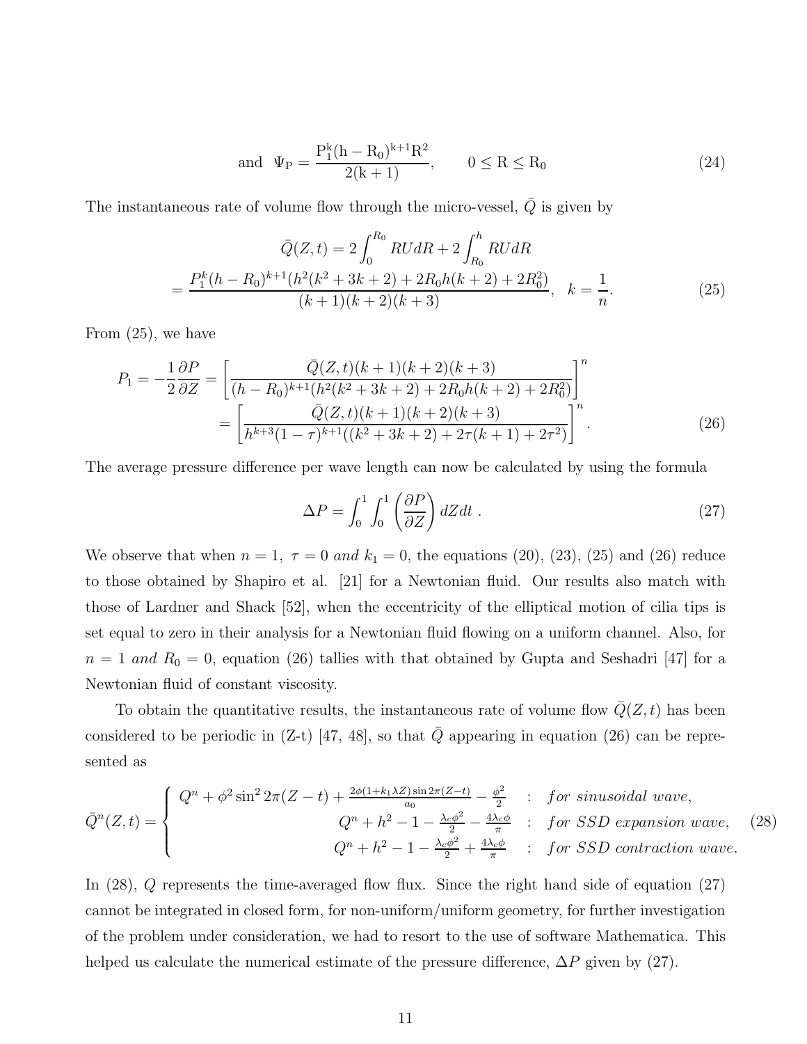$$\text{and} \quad \Psi_{\mathrm{P}} = \frac{\mathrm{P_1^k(h-R_0)^{k+1}R^2}}{2(\mathrm{k}+1)}, \qquad 0 \le \mathrm{R} \le \mathrm{R_0} \tag{24}$$

The instantaneous rate of volume flow through the micro-vessel, $\bar{Q}$ is given by

$$\bar{Q}(Z,t) = 2\int_0^{R_0} RUdR + 2\int_{R_0}^{h} RUdR$$
$$= \frac{P_1^k(h-R_0)^{k+1}(h^2(k^2+3k+2)+2R_0h(k+2)+2R_0^2)}{(k+1)(k+2)(k+3)}, \quad k = \frac{1}{n}. \tag{25}$$

From (25), we have

$$P_1 = -\frac{1}{2}\frac{\partial P}{\partial Z} = \left[\frac{\bar{Q}(Z,t)(k+1)(k+2)(k+3)}{(h-R_0)^{k+1}(h^2(k^2+3k+2)+2R_0h(k+2)+2R_0^2)}\right]^n$$
$$= \left[\frac{\bar{Q}(Z,t)(k+1)(k+2)(k+3)}{h^{k+3}(1-\tau)^{k+1}((k^2+3k+2)+2\tau(k+1)+2\tau^2)}\right]^n. \tag{26}$$

The average pressure difference per wave length can now be calculated by using the formula

$$\Delta P = \int_0^1 \int_0^1 \left(\frac{\partial P}{\partial Z}\right) dZdt\ . \tag{27}$$

We observe that when $n = 1,\ \tau = 0$ *and* $k_1 = 0$, the equations (20), (23), (25) and (26) reduce to those obtained by Shapiro et al. [21] for a Newtonian fluid. Our results also match with those of Lardner and Shack [52], when the eccentricity of the elliptical motion of cilia tips is set equal to zero in their analysis for a Newtonian fluid flowing on a uniform channel. Also, for $n = 1$ *and* $R_0 = 0$, equation (26) tallies with that obtained by Gupta and Seshadri [47] for a Newtonian fluid of constant viscosity.

To obtain the quantitative results, the instantaneous rate of volume flow $\bar{Q}(Z,t)$ has been considered to be periodic in (Z-t) [47, 48], so that $\bar{Q}$ appearing in equation (26) can be represented as

$$\bar{Q}^n(Z,t) = \begin{cases} Q^n + \phi^2\sin^2 2\pi(Z-t) + \frac{2\phi(1+k_1\lambda Z)\sin 2\pi(Z-t)}{a_0} - \frac{\phi^2}{2} & : \ \textit{for sinusoidal wave}, \\ Q^n + h^2 - 1 - \frac{\lambda_c\phi^2}{2} - \frac{4\lambda_c\phi}{\pi} & : \ \textit{for SSD expansion wave}, \\ Q^n + h^2 - 1 - \frac{\lambda_c\phi^2}{2} + \frac{4\lambda_c\phi}{\pi} & : \ \textit{for SSD contraction wave}. \end{cases} \tag{28}$$

In (28), $Q$ represents the time-averaged flow flux. Since the right hand side of equation (27) cannot be integrated in closed form, for non-uniform/uniform geometry, for further investigation of the problem under consideration, we had to resort to the use of software Mathematica. This helped us calculate the numerical estimate of the pressure difference, $\Delta P$ given by (27).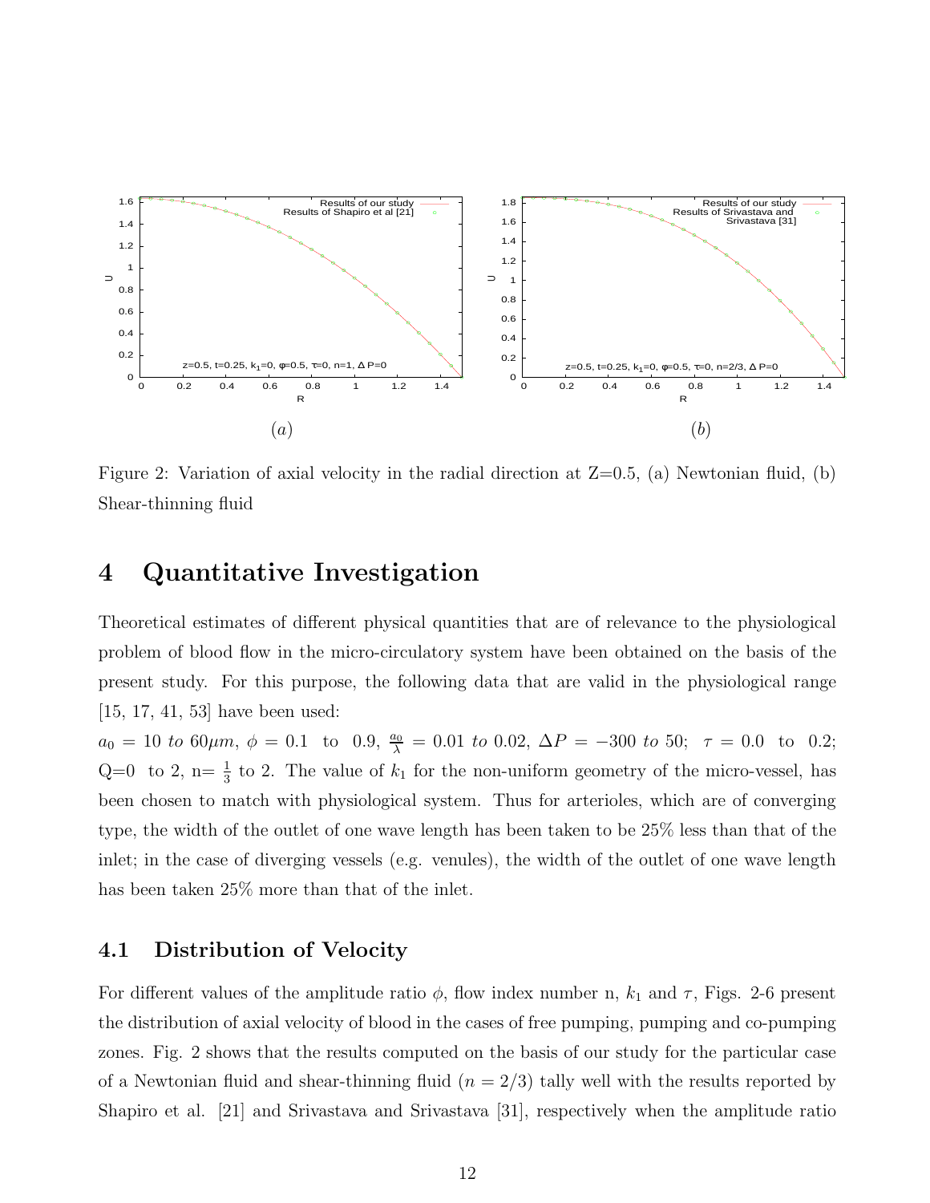Figure 2: Variation of axial velocity in the radial direction at Z=0.5, (a) Newtonian fluid, (b) Shear-thinning fluid

# 4 Quantitative Investigation

Theoretical estimates of different physical quantities that are of relevance to the physiological problem of blood flow in the micro-circulatory system have been obtained on the basis of the present study. For this purpose, the following data that are valid in the physiological range [15, 17, 41, 53] have been used:

$a_0 = 10$ *to* $60\mu m$, $\phi = 0.1$ to $0.9$, $\frac{a_0}{\lambda} = 0.01$ *to* $0.02$, $\Delta P = -300$ *to* $50$; $\tau = 0.0$ to $0.2$; Q=0 to 2, n= $\frac{1}{3}$ to 2. The value of $k_1$ for the non-uniform geometry of the micro-vessel, has been chosen to match with physiological system. Thus for arterioles, which are of converging type, the width of the outlet of one wave length has been taken to be 25% less than that of the inlet; in the case of diverging vessels (e.g. venules), the width of the outlet of one wave length has been taken 25% more than that of the inlet.

## 4.1 Distribution of Velocity

For different values of the amplitude ratio $\phi$, flow index number n, $k_1$ and $\tau$, Figs. 2-6 present the distribution of axial velocity of blood in the cases of free pumping, pumping and co-pumping zones. Fig. 2 shows that the results computed on the basis of our study for the particular case of a Newtonian fluid and shear-thinning fluid ($n = 2/3$) tally well with the results reported by Shapiro et al. [21] and Srivastava and Srivastava [31], respectively when the amplitude ratio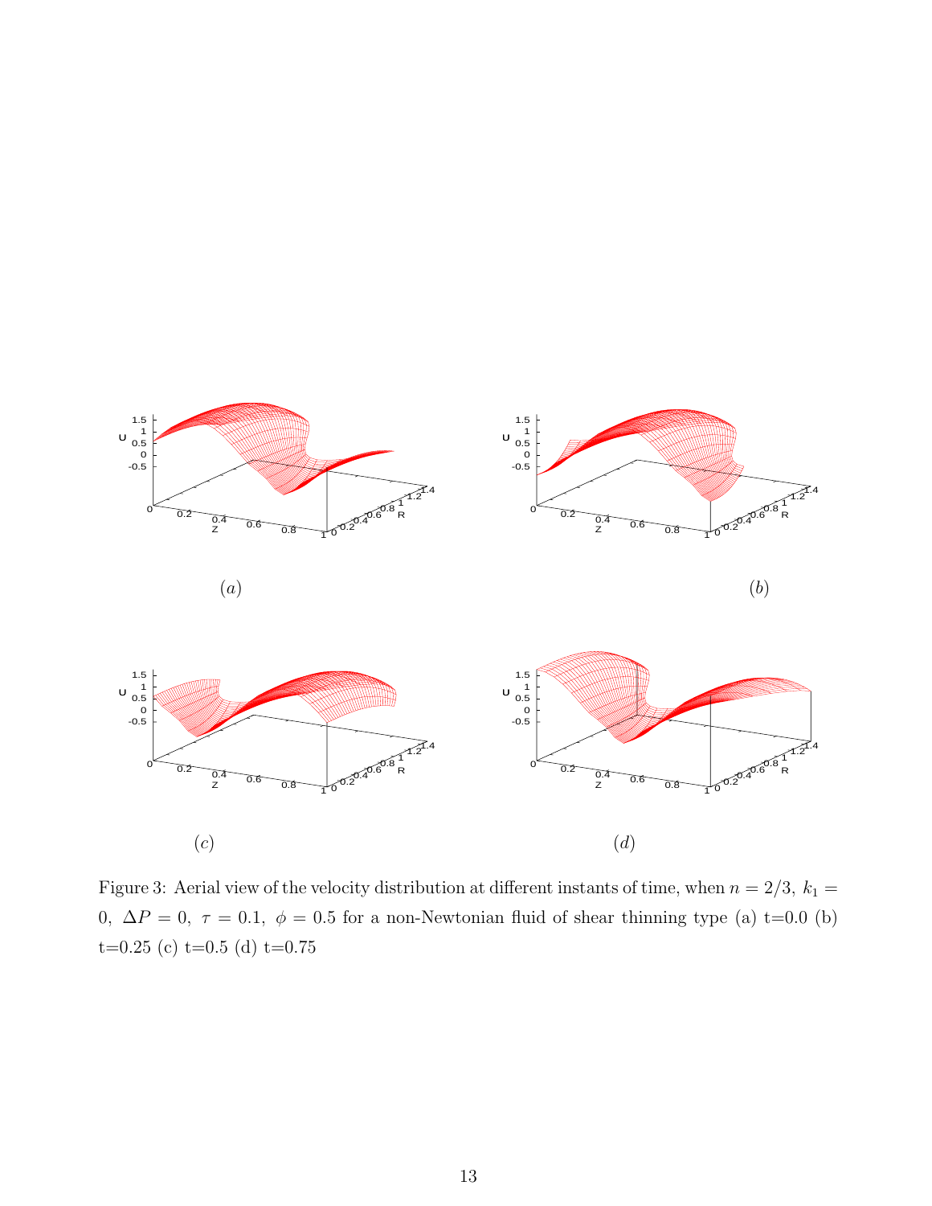(a)

(b)

(c)

(d)

Figure 3: Aerial view of the velocity distribution at different instants of time, when $n = 2/3,\ k_1 = 0,\ \Delta P = 0,\ \tau = 0.1,\ \phi = 0.5$ for a non-Newtonian fluid of shear thinning type (a) t=0.0 (b) t=0.25 (c) t=0.5 (d) t=0.75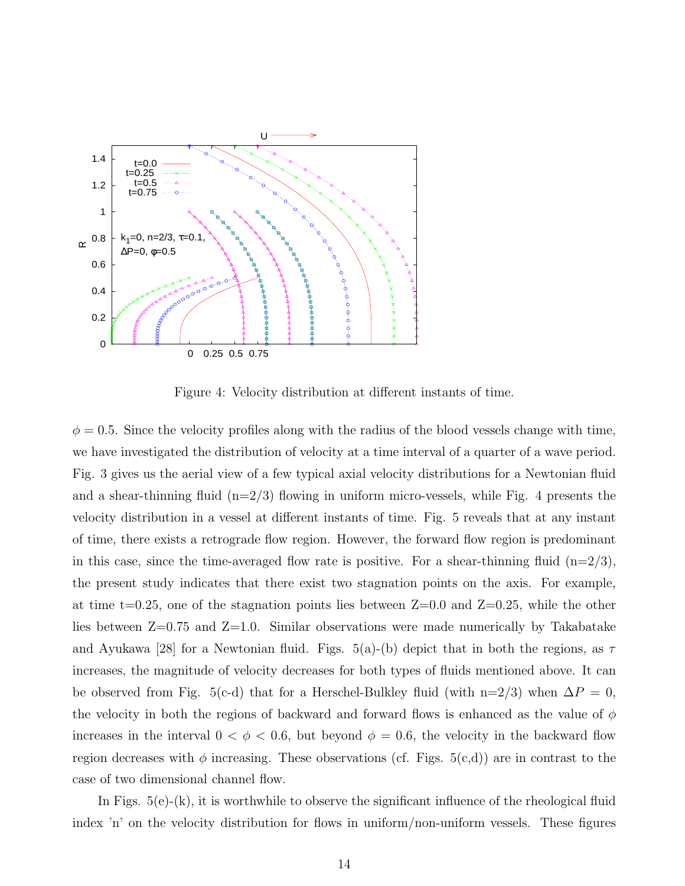Figure 4: Velocity distribution at different instants of time.

$\phi = 0.5$. Since the velocity profiles along with the radius of the blood vessels change with time, we have investigated the distribution of velocity at a time interval of a quarter of a wave period. Fig. 3 gives us the aerial view of a few typical axial velocity distributions for a Newtonian fluid and a shear-thinning fluid (n=2/3) flowing in uniform micro-vessels, while Fig. 4 presents the velocity distribution in a vessel at different instants of time. Fig. 5 reveals that at any instant of time, there exists a retrograde flow region. However, the forward flow region is predominant in this case, since the time-averaged flow rate is positive. For a shear-thinning fluid (n=2/3), the present study indicates that there exist two stagnation points on the axis. For example, at time t=0.25, one of the stagnation points lies between Z=0.0 and Z=0.25, while the other lies between Z=0.75 and Z=1.0. Similar observations were made numerically by Takabatake and Ayukawa [28] for a Newtonian fluid. Figs. 5(a)-(b) depict that in both the regions, as $\tau$ increases, the magnitude of velocity decreases for both types of fluids mentioned above. It can be observed from Fig. 5(c-d) that for a Herschel-Bulkley fluid (with n=2/3) when $\Delta P = 0$, the velocity in both the regions of backward and forward flows is enhanced as the value of $\phi$ increases in the interval $0 < \phi < 0.6$, but beyond $\phi = 0.6$, the velocity in the backward flow region decreases with $\phi$ increasing. These observations (cf. Figs. 5(c,d)) are in contrast to the case of two dimensional channel flow.

In Figs. 5(e)-(k), it is worthwhile to observe the significant influence of the rheological fluid index 'n' on the velocity distribution for flows in uniform/non-uniform vessels. These figures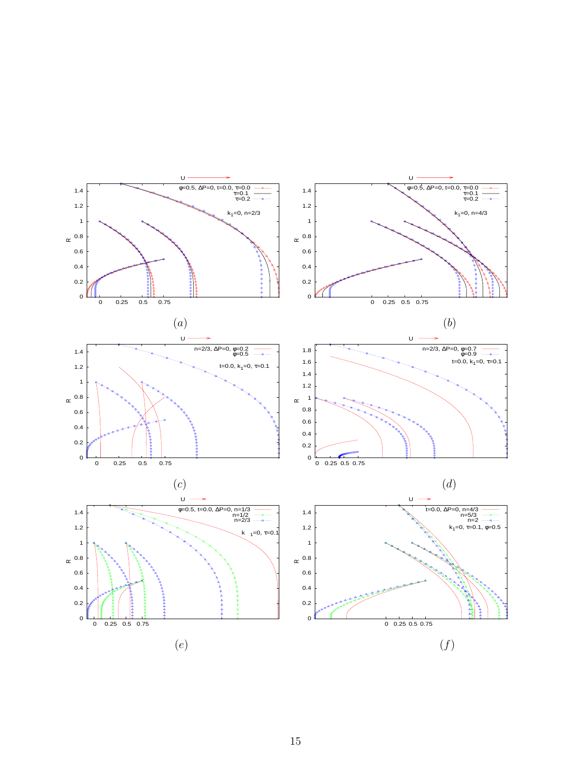(a)

(b)

(c)

(d)

(e)

(f)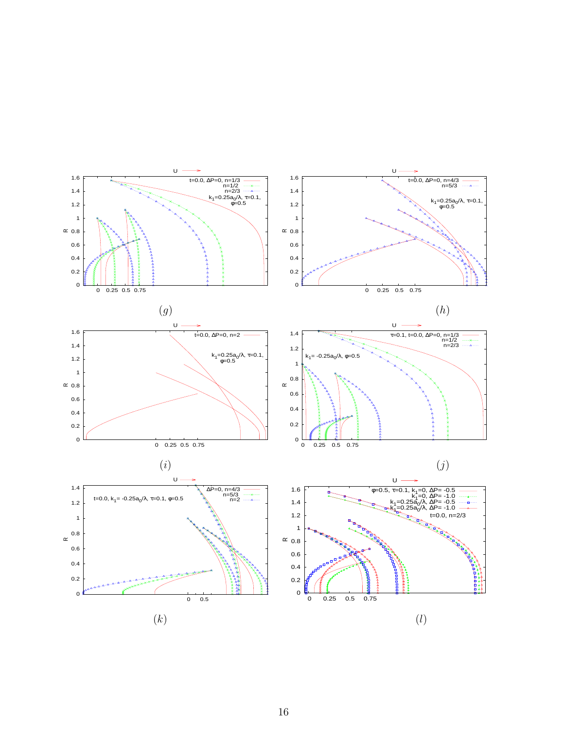(g)

(h)

(i)

(j)

(k)

(l)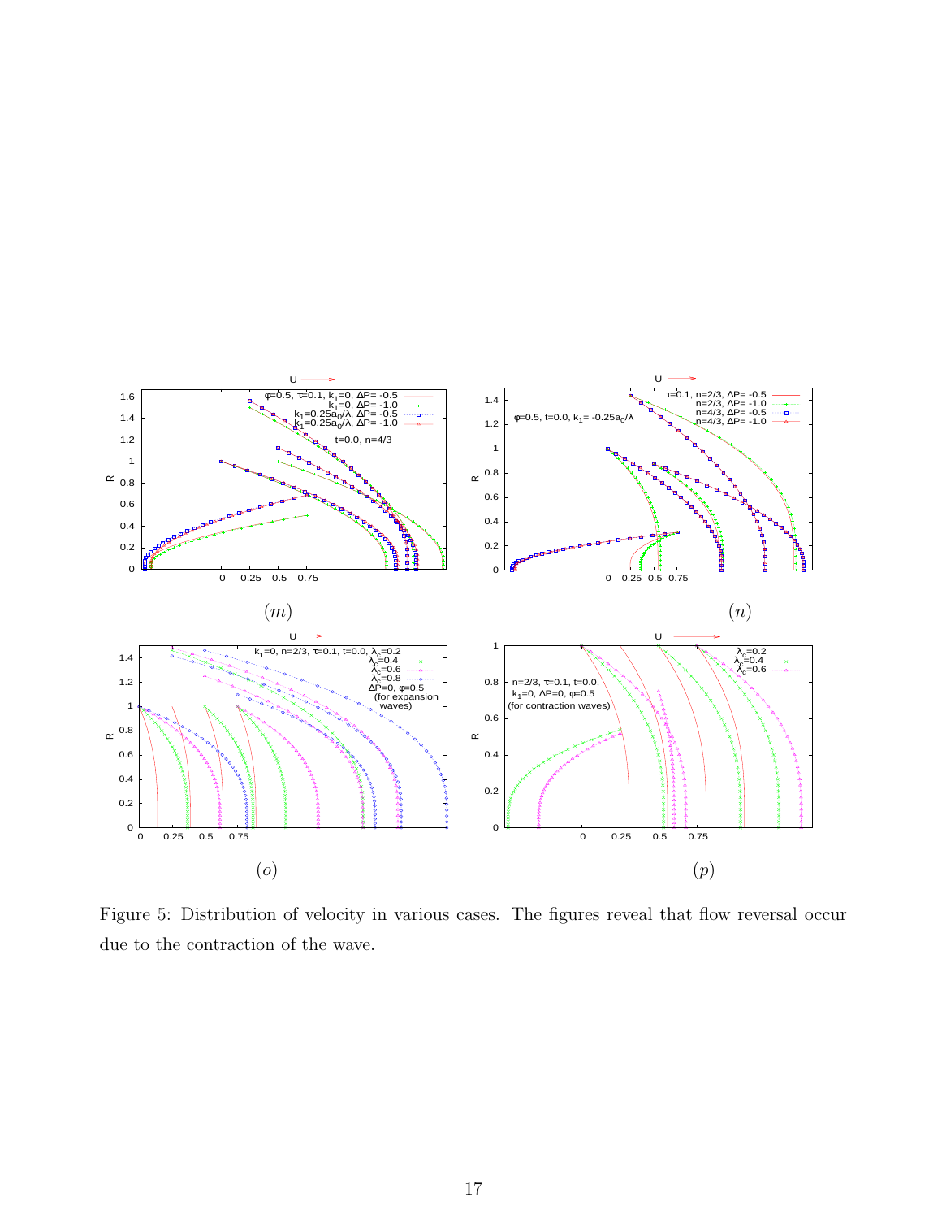$(m)$

$(n)$

$(o)$

$(p)$

Figure 5: Distribution of velocity in various cases. The figures reveal that flow reversal occur due to the contraction of the wave.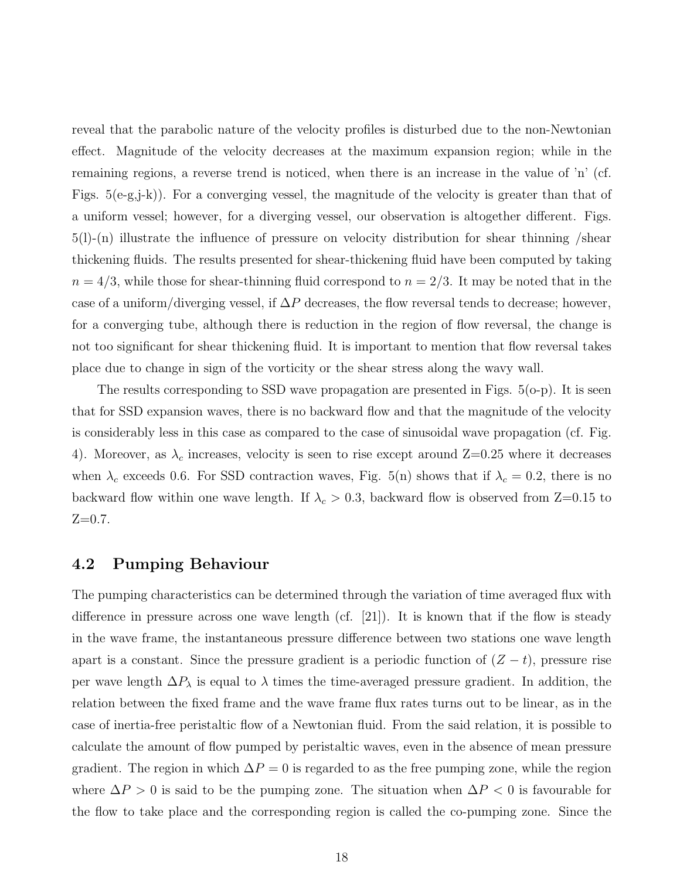reveal that the parabolic nature of the velocity profiles is disturbed due to the non-Newtonian effect. Magnitude of the velocity decreases at the maximum expansion region; while in the remaining regions, a reverse trend is noticed, when there is an increase in the value of 'n' (cf. Figs. 5(e-g,j-k)). For a converging vessel, the magnitude of the velocity is greater than that of a uniform vessel; however, for a diverging vessel, our observation is altogether different. Figs. 5(l)-(n) illustrate the influence of pressure on velocity distribution for shear thinning /shear thickening fluids. The results presented for shear-thickening fluid have been computed by taking $n = 4/3$, while those for shear-thinning fluid correspond to $n = 2/3$. It may be noted that in the case of a uniform/diverging vessel, if $\Delta P$ decreases, the flow reversal tends to decrease; however, for a converging tube, although there is reduction in the region of flow reversal, the change is not too significant for shear thickening fluid. It is important to mention that flow reversal takes place due to change in sign of the vorticity or the shear stress along the wavy wall.

The results corresponding to SSD wave propagation are presented in Figs. 5(o-p). It is seen that for SSD expansion waves, there is no backward flow and that the magnitude of the velocity is considerably less in this case as compared to the case of sinusoidal wave propagation (cf. Fig. 4). Moreover, as $\lambda_c$ increases, velocity is seen to rise except around Z=0.25 where it decreases when $\lambda_c$ exceeds 0.6. For SSD contraction waves, Fig. 5(n) shows that if $\lambda_c = 0.2$, there is no backward flow within one wave length. If $\lambda_c > 0.3$, backward flow is observed from Z=0.15 to Z=0.7.

## 4.2 Pumping Behaviour

The pumping characteristics can be determined through the variation of time averaged flux with difference in pressure across one wave length (cf. [21]). It is known that if the flow is steady in the wave frame, the instantaneous pressure difference between two stations one wave length apart is a constant. Since the pressure gradient is a periodic function of $(Z - t)$, pressure rise per wave length $\Delta P_\lambda$ is equal to $\lambda$ times the time-averaged pressure gradient. In addition, the relation between the fixed frame and the wave frame flux rates turns out to be linear, as in the case of inertia-free peristaltic flow of a Newtonian fluid. From the said relation, it is possible to calculate the amount of flow pumped by peristaltic waves, even in the absence of mean pressure gradient. The region in which $\Delta P = 0$ is regarded to as the free pumping zone, while the region where $\Delta P > 0$ is said to be the pumping zone. The situation when $\Delta P < 0$ is favourable for the flow to take place and the corresponding region is called the co-pumping zone. Since the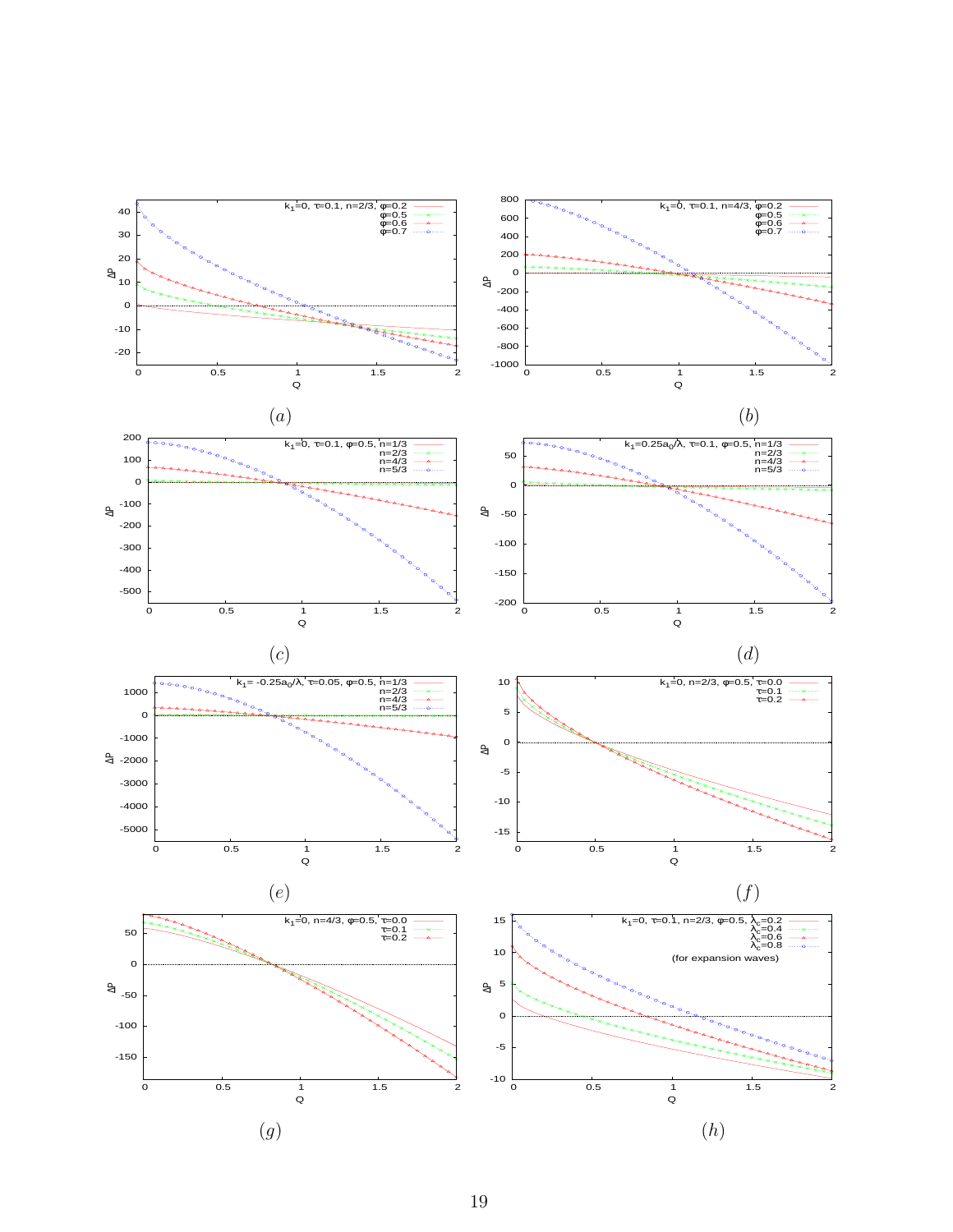(a)

(b)

(c)

(d)

(e)

(f)

(g)

(h)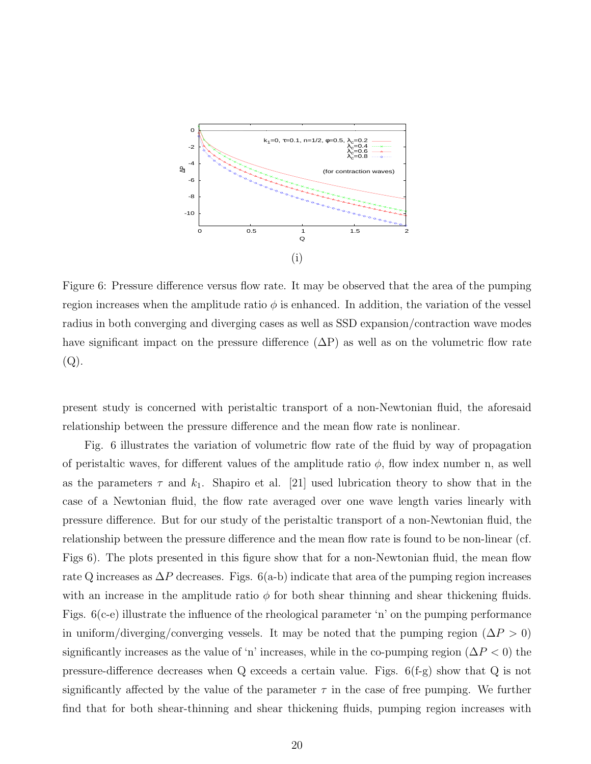(i)

Figure 6: Pressure difference versus flow rate. It may be observed that the area of the pumping region increases when the amplitude ratio $\phi$ is enhanced. In addition, the variation of the vessel radius in both converging and diverging cases as well as SSD expansion/contraction wave modes have significant impact on the pressure difference ($\Delta$P) as well as on the volumetric flow rate (Q).

present study is concerned with peristaltic transport of a non-Newtonian fluid, the aforesaid relationship between the pressure difference and the mean flow rate is nonlinear.

Fig. 6 illustrates the variation of volumetric flow rate of the fluid by way of propagation of peristaltic waves, for different values of the amplitude ratio $\phi$, flow index number n, as well as the parameters $\tau$ and $k_1$. Shapiro et al. [21] used lubrication theory to show that in the case of a Newtonian fluid, the flow rate averaged over one wave length varies linearly with pressure difference. But for our study of the peristaltic transport of a non-Newtonian fluid, the relationship between the pressure difference and the mean flow rate is found to be non-linear (cf. Figs 6). The plots presented in this figure show that for a non-Newtonian fluid, the mean flow rate Q increases as $\Delta P$ decreases. Figs. 6(a-b) indicate that area of the pumping region increases with an increase in the amplitude ratio $\phi$ for both shear thinning and shear thickening fluids. Figs. 6(c-e) illustrate the influence of the rheological parameter 'n' on the pumping performance in uniform/diverging/converging vessels. It may be noted that the pumping region ($\Delta P > 0$) significantly increases as the value of 'n' increases, while in the co-pumping region ($\Delta P < 0$) the pressure-difference decreases when Q exceeds a certain value. Figs. 6(f-g) show that Q is not significantly affected by the value of the parameter $\tau$ in the case of free pumping. We further find that for both shear-thinning and shear thickening fluids, pumping region increases with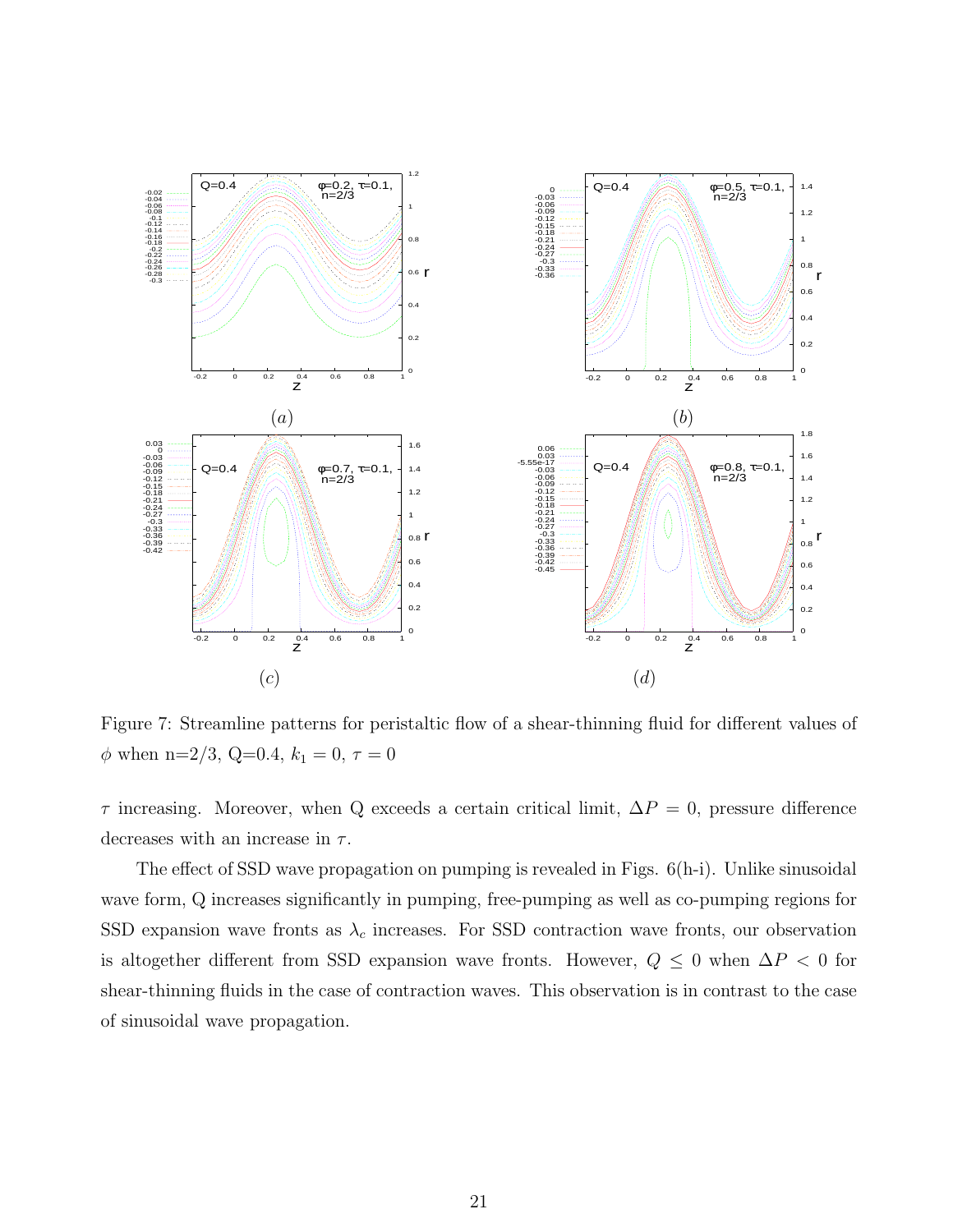(a)

(b)

(c)

(d)

Figure 7: Streamline patterns for peristaltic flow of a shear-thinning fluid for different values of $\phi$ when n=2/3, Q=0.4, $k_1 = 0$, $\tau = 0$

$\tau$ increasing. Moreover, when Q exceeds a certain critical limit, $\Delta P = 0$, pressure difference decreases with an increase in $\tau$.

The effect of SSD wave propagation on pumping is revealed in Figs. 6(h-i). Unlike sinusoidal wave form, Q increases significantly in pumping, free-pumping as well as co-pumping regions for SSD expansion wave fronts as $\lambda_c$ increases. For SSD contraction wave fronts, our observation is altogether different from SSD expansion wave fronts. However, $Q \leq 0$ when $\Delta P < 0$ for shear-thinning fluids in the case of contraction waves. This observation is in contrast to the case of sinusoidal wave propagation.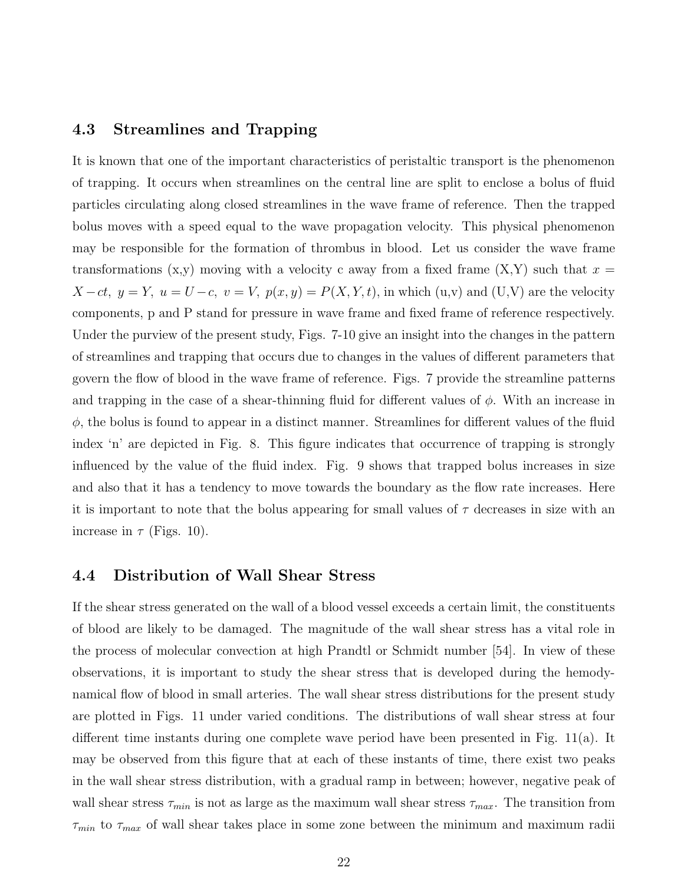### 4.3 Streamlines and Trapping

It is known that one of the important characteristics of peristaltic transport is the phenomenon of trapping. It occurs when streamlines on the central line are split to enclose a bolus of fluid particles circulating along closed streamlines in the wave frame of reference. Then the trapped bolus moves with a speed equal to the wave propagation velocity. This physical phenomenon may be responsible for the formation of thrombus in blood. Let us consider the wave frame transformations (x,y) moving with a velocity c away from a fixed frame (X,Y) such that $x = X - ct,\ y = Y,\ u = U - c,\ v = V,\ p(x, y) = P(X, Y, t)$, in which (u,v) and (U,V) are the velocity components, p and P stand for pressure in wave frame and fixed frame of reference respectively. Under the purview of the present study, Figs. 7-10 give an insight into the changes in the pattern of streamlines and trapping that occurs due to changes in the values of different parameters that govern the flow of blood in the wave frame of reference. Figs. 7 provide the streamline patterns and trapping in the case of a shear-thinning fluid for different values of $\phi$. With an increase in $\phi$, the bolus is found to appear in a distinct manner. Streamlines for different values of the fluid index 'n' are depicted in Fig. 8. This figure indicates that occurrence of trapping is strongly influenced by the value of the fluid index. Fig. 9 shows that trapped bolus increases in size and also that it has a tendency to move towards the boundary as the flow rate increases. Here it is important to note that the bolus appearing for small values of $\tau$ decreases in size with an increase in $\tau$ (Figs. 10).

### 4.4 Distribution of Wall Shear Stress

If the shear stress generated on the wall of a blood vessel exceeds a certain limit, the constituents of blood are likely to be damaged. The magnitude of the wall shear stress has a vital role in the process of molecular convection at high Prandtl or Schmidt number [54]. In view of these observations, it is important to study the shear stress that is developed during the hemodynamical flow of blood in small arteries. The wall shear stress distributions for the present study are plotted in Figs. 11 under varied conditions. The distributions of wall shear stress at four different time instants during one complete wave period have been presented in Fig. 11(a). It may be observed from this figure that at each of these instants of time, there exist two peaks in the wall shear stress distribution, with a gradual ramp in between; however, negative peak of wall shear stress $\tau_{min}$ is not as large as the maximum wall shear stress $\tau_{max}$. The transition from $\tau_{min}$ to $\tau_{max}$ of wall shear takes place in some zone between the minimum and maximum radii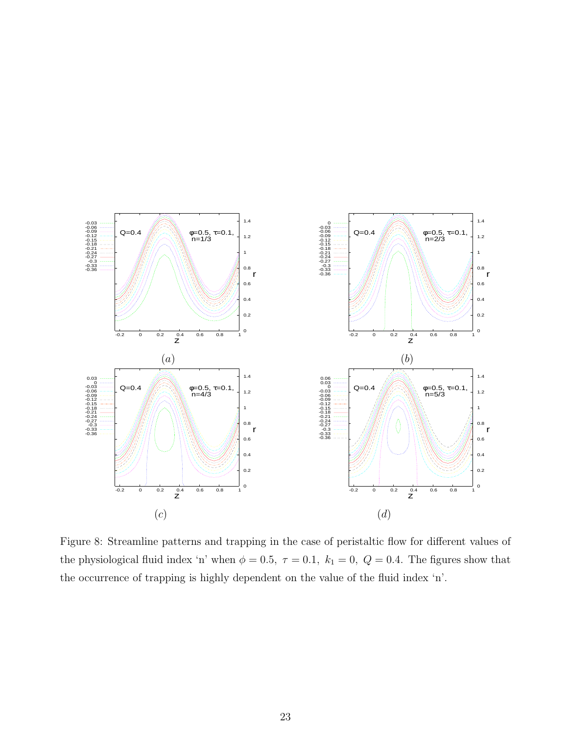Figure 8: Streamline patterns and trapping in the case of peristaltic flow for different values of the physiological fluid index 'n' when $\phi = 0.5,\ \tau = 0.1,\ k_1 = 0,\ Q = 0.4$. The figures show that the occurrence of trapping is highly dependent on the value of the fluid index 'n'.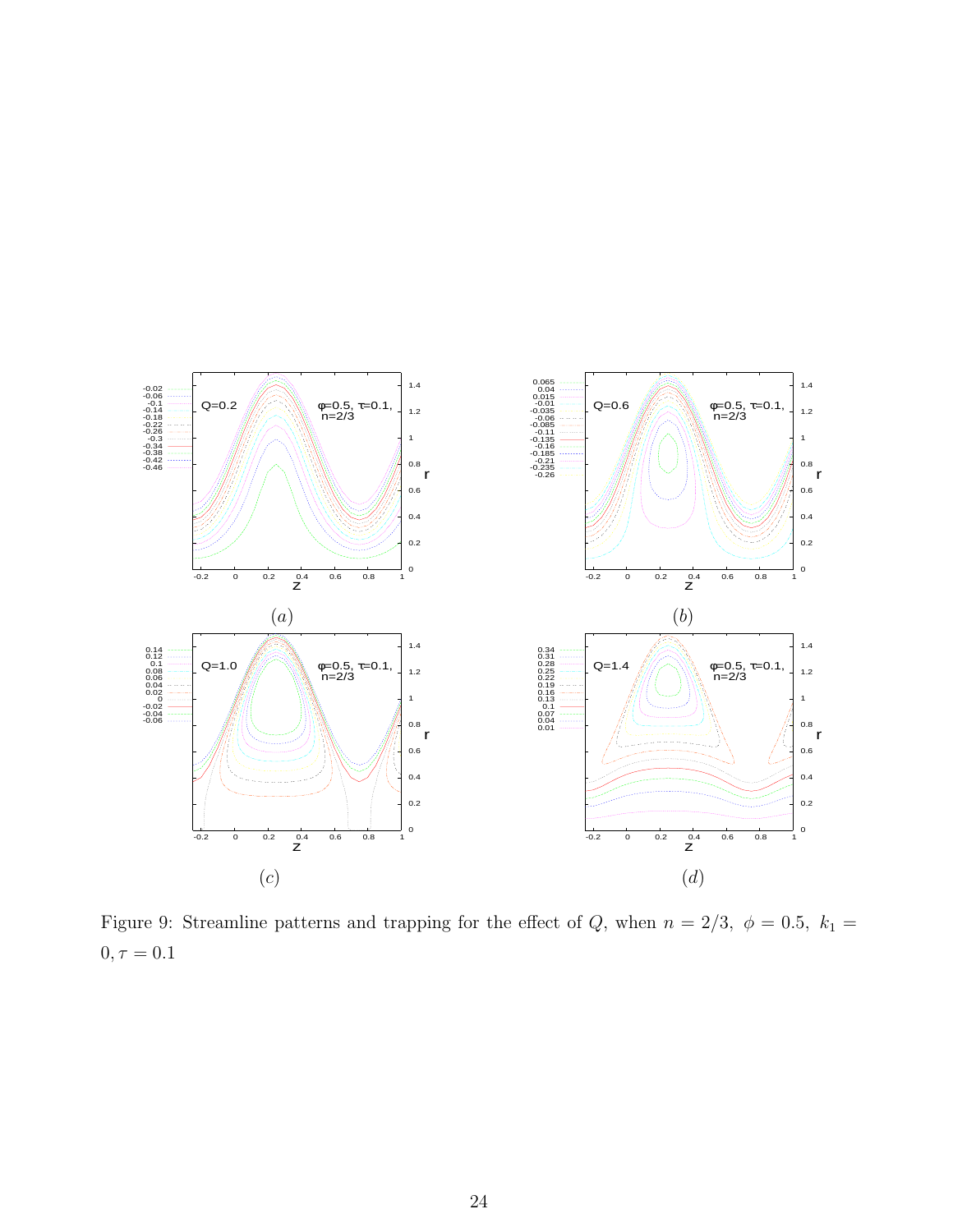Figure 9: Streamline patterns and trapping for the effect of $Q$, when $n = 2/3,\ \phi = 0.5,\ k_1 = 0, \tau = 0.1$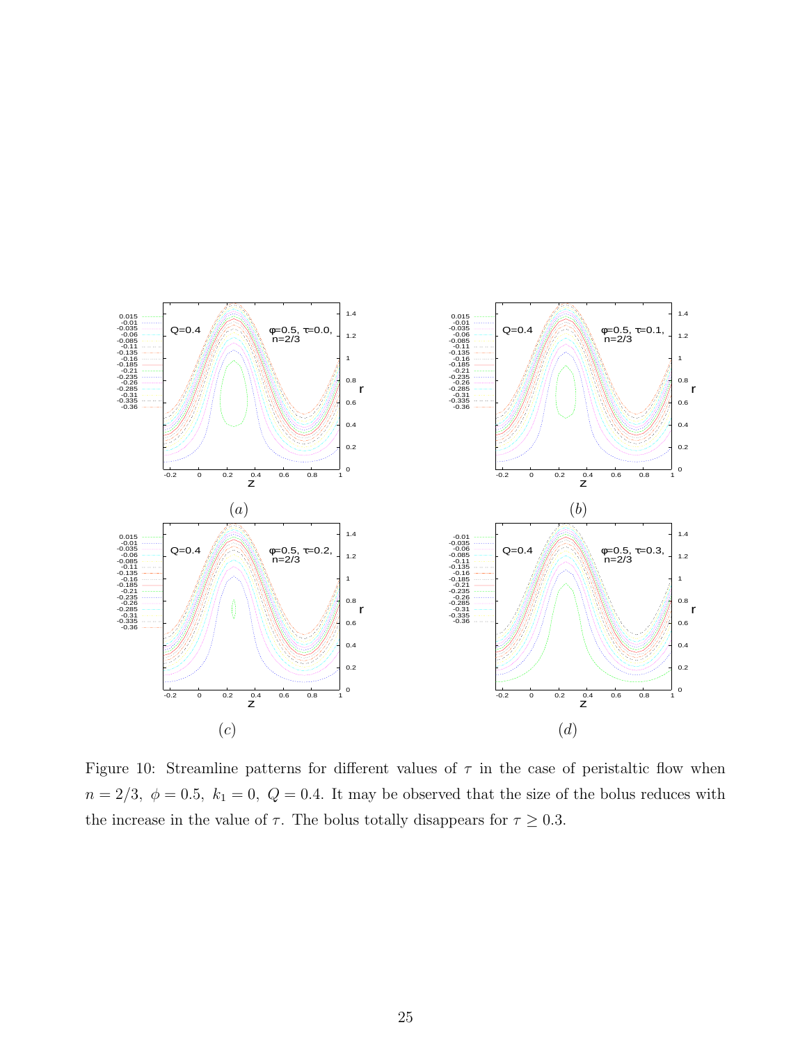(a)

(b)

(c)

(d)

Figure 10: Streamline patterns for different values of $\tau$ in the case of peristaltic flow when $n = 2/3,\ \phi = 0.5,\ k_1 = 0,\ Q = 0.4$. It may be observed that the size of the bolus reduces with the increase in the value of $\tau$. The bolus totally disappears for $\tau \geq 0.3$.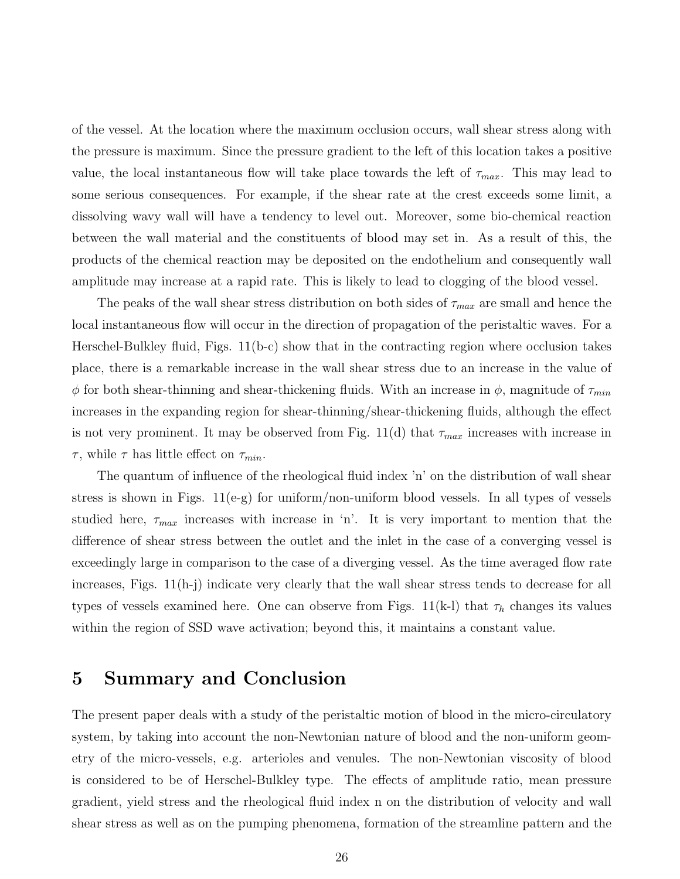of the vessel. At the location where the maximum occlusion occurs, wall shear stress along with the pressure is maximum. Since the pressure gradient to the left of this location takes a positive value, the local instantaneous flow will take place towards the left of $\tau_{max}$. This may lead to some serious consequences. For example, if the shear rate at the crest exceeds some limit, a dissolving wavy wall will have a tendency to level out. Moreover, some bio-chemical reaction between the wall material and the constituents of blood may set in. As a result of this, the products of the chemical reaction may be deposited on the endothelium and consequently wall amplitude may increase at a rapid rate. This is likely to lead to clogging of the blood vessel.

The peaks of the wall shear stress distribution on both sides of $\tau_{max}$ are small and hence the local instantaneous flow will occur in the direction of propagation of the peristaltic waves. For a Herschel-Bulkley fluid, Figs. 11(b-c) show that in the contracting region where occlusion takes place, there is a remarkable increase in the wall shear stress due to an increase in the value of $\phi$ for both shear-thinning and shear-thickening fluids. With an increase in $\phi$, magnitude of $\tau_{min}$ increases in the expanding region for shear-thinning/shear-thickening fluids, although the effect is not very prominent. It may be observed from Fig. 11(d) that $\tau_{max}$ increases with increase in $\tau$, while $\tau$ has little effect on $\tau_{min}$.

The quantum of influence of the rheological fluid index 'n' on the distribution of wall shear stress is shown in Figs. 11(e-g) for uniform/non-uniform blood vessels. In all types of vessels studied here, $\tau_{max}$ increases with increase in 'n'. It is very important to mention that the difference of shear stress between the outlet and the inlet in the case of a converging vessel is exceedingly large in comparison to the case of a diverging vessel. As the time averaged flow rate increases, Figs. 11(h-j) indicate very clearly that the wall shear stress tends to decrease for all types of vessels examined here. One can observe from Figs. 11(k-l) that $\tau_h$ changes its values within the region of SSD wave activation; beyond this, it maintains a constant value.

## 5 Summary and Conclusion

The present paper deals with a study of the peristaltic motion of blood in the micro-circulatory system, by taking into account the non-Newtonian nature of blood and the non-uniform geometry of the micro-vessels, e.g. arterioles and venules. The non-Newtonian viscosity of blood is considered to be of Herschel-Bulkley type. The effects of amplitude ratio, mean pressure gradient, yield stress and the rheological fluid index n on the distribution of velocity and wall shear stress as well as on the pumping phenomena, formation of the streamline pattern and the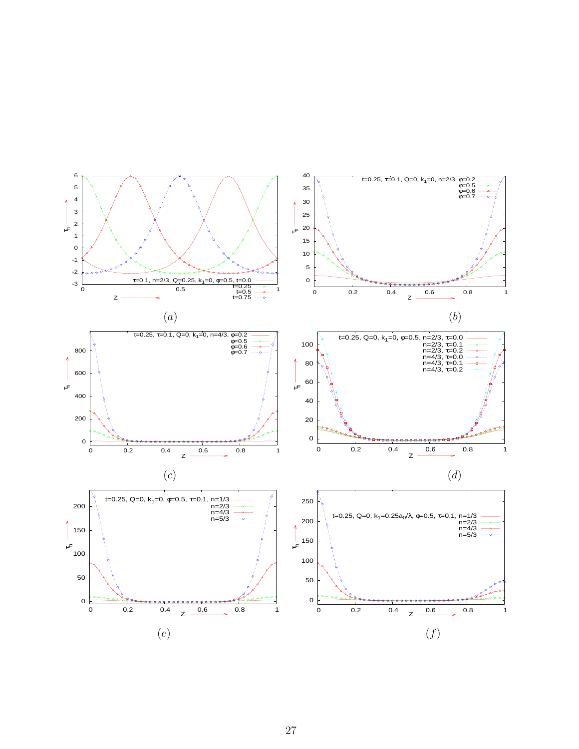(a)

(b)

(c)

(d)

(e)

(f)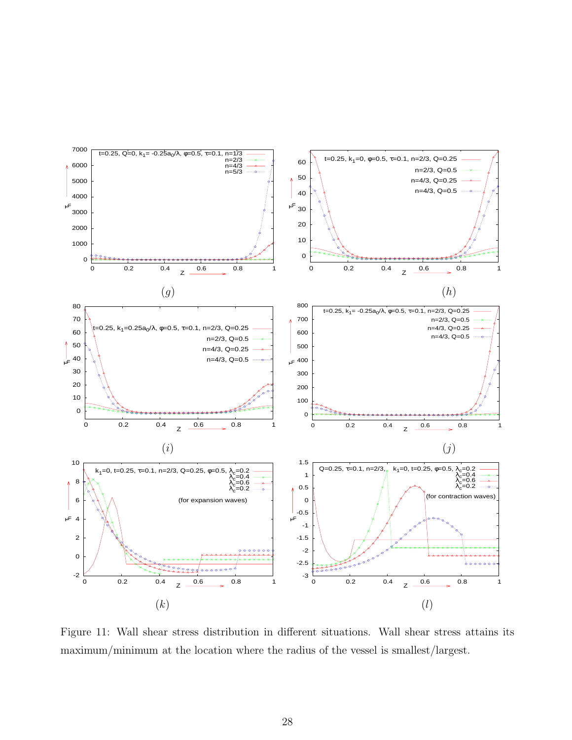(g)

(h)

(i)

(j)

(k)

(l)

Figure 11: Wall shear stress distribution in different situations. Wall shear stress attains its maximum/minimum at the location where the radius of the vessel is smallest/largest.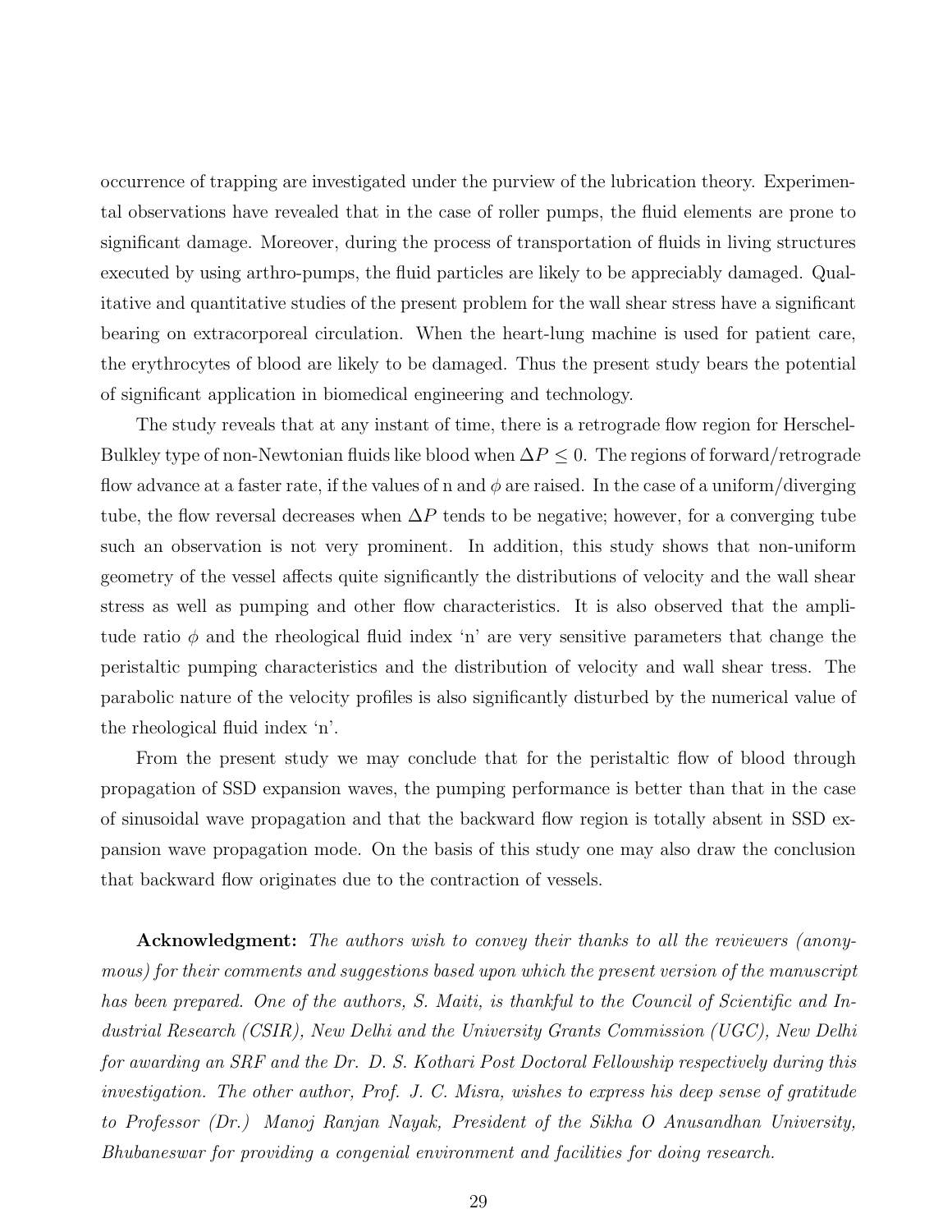occurrence of trapping are investigated under the purview of the lubrication theory. Experimental observations have revealed that in the case of roller pumps, the fluid elements are prone to significant damage. Moreover, during the process of transportation of fluids in living structures executed by using arthro-pumps, the fluid particles are likely to be appreciably damaged. Qualitative and quantitative studies of the present problem for the wall shear stress have a significant bearing on extracorporeal circulation. When the heart-lung machine is used for patient care, the erythrocytes of blood are likely to be damaged. Thus the present study bears the potential of significant application in biomedical engineering and technology.

The study reveals that at any instant of time, there is a retrograde flow region for Herschel-Bulkley type of non-Newtonian fluids like blood when $\Delta P \leq 0$. The regions of forward/retrograde flow advance at a faster rate, if the values of n and $\phi$ are raised. In the case of a uniform/diverging tube, the flow reversal decreases when $\Delta P$ tends to be negative; however, for a converging tube such an observation is not very prominent. In addition, this study shows that non-uniform geometry of the vessel affects quite significantly the distributions of velocity and the wall shear stress as well as pumping and other flow characteristics. It is also observed that the amplitude ratio $\phi$ and the rheological fluid index 'n' are very sensitive parameters that change the peristaltic pumping characteristics and the distribution of velocity and wall shear tress. The parabolic nature of the velocity profiles is also significantly disturbed by the numerical value of the rheological fluid index 'n'.

From the present study we may conclude that for the peristaltic flow of blood through propagation of SSD expansion waves, the pumping performance is better than that in the case of sinusoidal wave propagation and that the backward flow region is totally absent in SSD expansion wave propagation mode. On the basis of this study one may also draw the conclusion that backward flow originates due to the contraction of vessels.

**Acknowledgment:** *The authors wish to convey their thanks to all the reviewers (anonymous) for their comments and suggestions based upon which the present version of the manuscript has been prepared. One of the authors, S. Maiti, is thankful to the Council of Scientific and Industrial Research (CSIR), New Delhi and the University Grants Commission (UGC), New Delhi for awarding an SRF and the Dr. D. S. Kothari Post Doctoral Fellowship respectively during this investigation. The other author, Prof. J. C. Misra, wishes to express his deep sense of gratitude to Professor (Dr.) Manoj Ranjan Nayak, President of the Sikha O Anusandhan University, Bhubaneswar for providing a congenial environment and facilities for doing research.*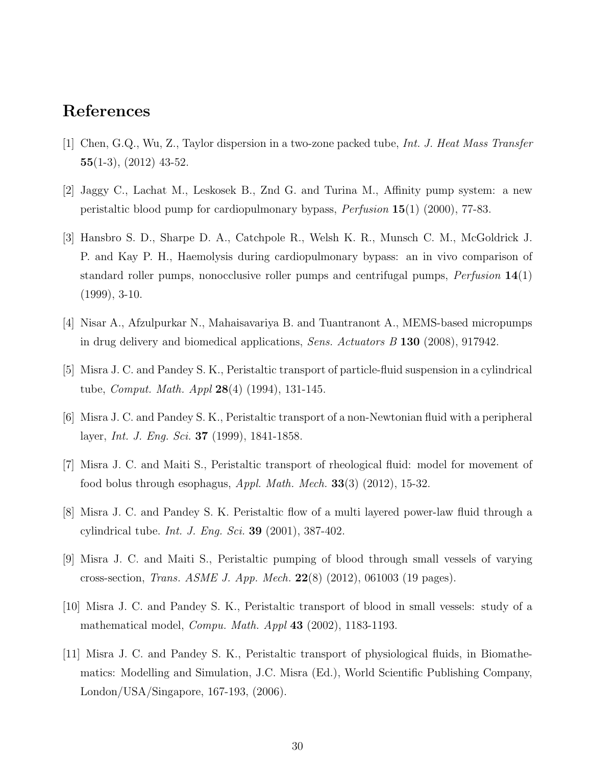## References

[1] Chen, G.Q., Wu, Z., Taylor dispersion in a two-zone packed tube, *Int. J. Heat Mass Transfer* **55**(1-3), (2012) 43-52.

[2] Jaggy C., Lachat M., Leskosek B., Znd G. and Turina M., Affinity pump system: a new peristaltic blood pump for cardiopulmonary bypass, *Perfusion* **15**(1) (2000), 77-83.

[3] Hansbro S. D., Sharpe D. A., Catchpole R., Welsh K. R., Munsch C. M., McGoldrick J. P. and Kay P. H., Haemolysis during cardiopulmonary bypass: an in vivo comparison of standard roller pumps, nonocclusive roller pumps and centrifugal pumps, *Perfusion* **14**(1) (1999), 3-10.

[4] Nisar A., Afzulpurkar N., Mahaisavariya B. and Tuantranont A., MEMS-based micropumps in drug delivery and biomedical applications, *Sens. Actuators B* **130** (2008), 917942.

[5] Misra J. C. and Pandey S. K., Peristaltic transport of particle-fluid suspension in a cylindrical tube, *Comput. Math. Appl* **28**(4) (1994), 131-145.

[6] Misra J. C. and Pandey S. K., Peristaltic transport of a non-Newtonian fluid with a peripheral layer, *Int. J. Eng. Sci.* **37** (1999), 1841-1858.

[7] Misra J. C. and Maiti S., Peristaltic transport of rheological fluid: model for movement of food bolus through esophagus, *Appl. Math. Mech.* **33**(3) (2012), 15-32.

[8] Misra J. C. and Pandey S. K. Peristaltic flow of a multi layered power-law fluid through a cylindrical tube. *Int. J. Eng. Sci.* **39** (2001), 387-402.

[9] Misra J. C. and Maiti S., Peristaltic pumping of blood through small vessels of varying cross-section, *Trans. ASME J. App. Mech.* **22**(8) (2012), 061003 (19 pages).

[10] Misra J. C. and Pandey S. K., Peristaltic transport of blood in small vessels: study of a mathematical model, *Compu. Math. Appl* **43** (2002), 1183-1193.

[11] Misra J. C. and Pandey S. K., Peristaltic transport of physiological fluids, in Biomathematics: Modelling and Simulation, J.C. Misra (Ed.), World Scientific Publishing Company, London/USA/Singapore, 167-193, (2006).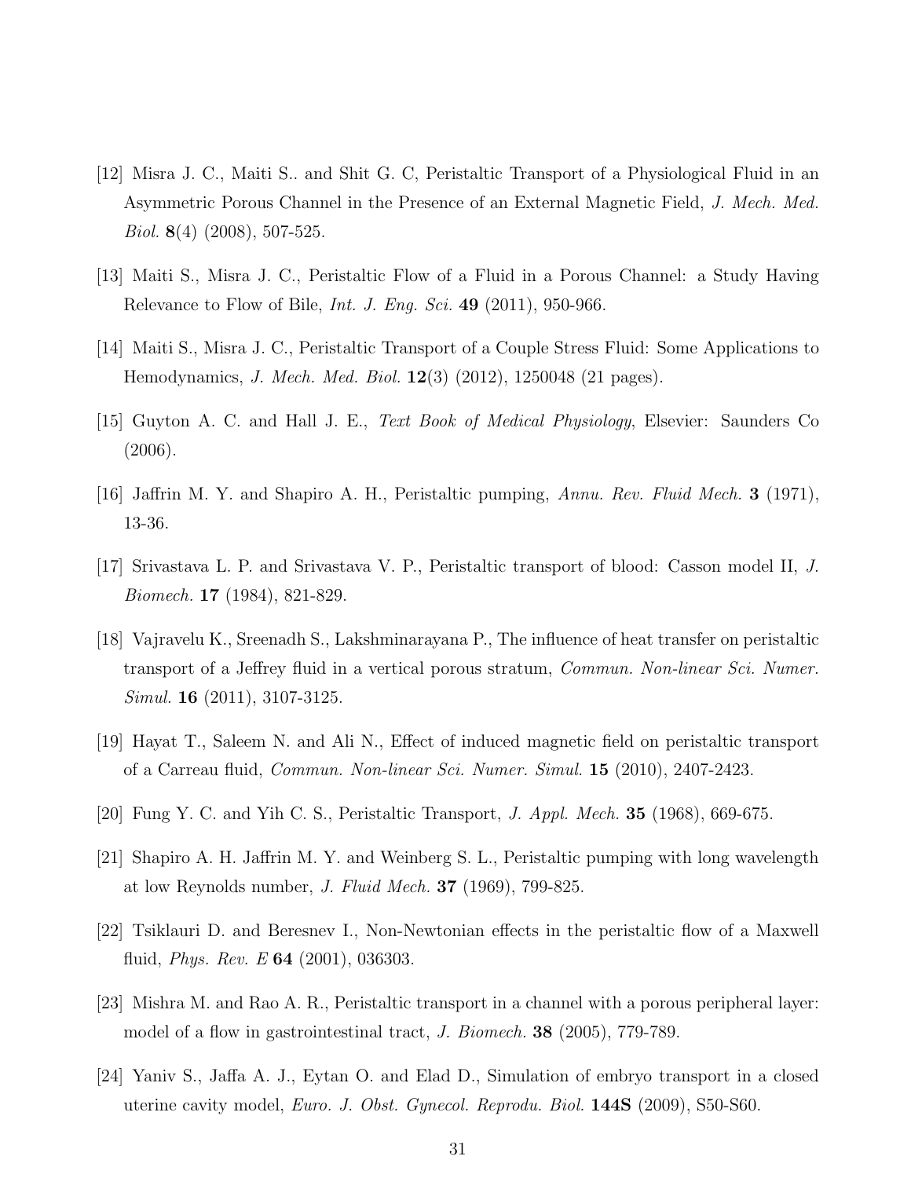[12] Misra J. C., Maiti S.. and Shit G. C, Peristaltic Transport of a Physiological Fluid in an Asymmetric Porous Channel in the Presence of an External Magnetic Field, *J. Mech. Med. Biol.* **8**(4) (2008), 507-525.

[13] Maiti S., Misra J. C., Peristaltic Flow of a Fluid in a Porous Channel: a Study Having Relevance to Flow of Bile, *Int. J. Eng. Sci.* **49** (2011), 950-966.

[14] Maiti S., Misra J. C., Peristaltic Transport of a Couple Stress Fluid: Some Applications to Hemodynamics, *J. Mech. Med. Biol.* **12**(3) (2012), 1250048 (21 pages).

[15] Guyton A. C. and Hall J. E., *Text Book of Medical Physiology*, Elsevier: Saunders Co (2006).

[16] Jaffrin M. Y. and Shapiro A. H., Peristaltic pumping, *Annu. Rev. Fluid Mech.* **3** (1971), 13-36.

[17] Srivastava L. P. and Srivastava V. P., Peristaltic transport of blood: Casson model II, *J. Biomech.* **17** (1984), 821-829.

[18] Vajravelu K., Sreenadh S., Lakshminarayana P., The influence of heat transfer on peristaltic transport of a Jeffrey fluid in a vertical porous stratum, *Commun. Non-linear Sci. Numer. Simul.* **16** (2011), 3107-3125.

[19] Hayat T., Saleem N. and Ali N., Effect of induced magnetic field on peristaltic transport of a Carreau fluid, *Commun. Non-linear Sci. Numer. Simul.* **15** (2010), 2407-2423.

[20] Fung Y. C. and Yih C. S., Peristaltic Transport, *J. Appl. Mech.* **35** (1968), 669-675.

[21] Shapiro A. H. Jaffrin M. Y. and Weinberg S. L., Peristaltic pumping with long wavelength at low Reynolds number, *J. Fluid Mech.* **37** (1969), 799-825.

[22] Tsiklauri D. and Beresnev I., Non-Newtonian effects in the peristaltic flow of a Maxwell fluid, *Phys. Rev. E* **64** (2001), 036303.

[23] Mishra M. and Rao A. R., Peristaltic transport in a channel with a porous peripheral layer: model of a flow in gastrointestinal tract, *J. Biomech.* **38** (2005), 779-789.

[24] Yaniv S., Jaffa A. J., Eytan O. and Elad D., Simulation of embryo transport in a closed uterine cavity model, *Euro. J. Obst. Gynecol. Reprodu. Biol.* **144S** (2009), S50-S60.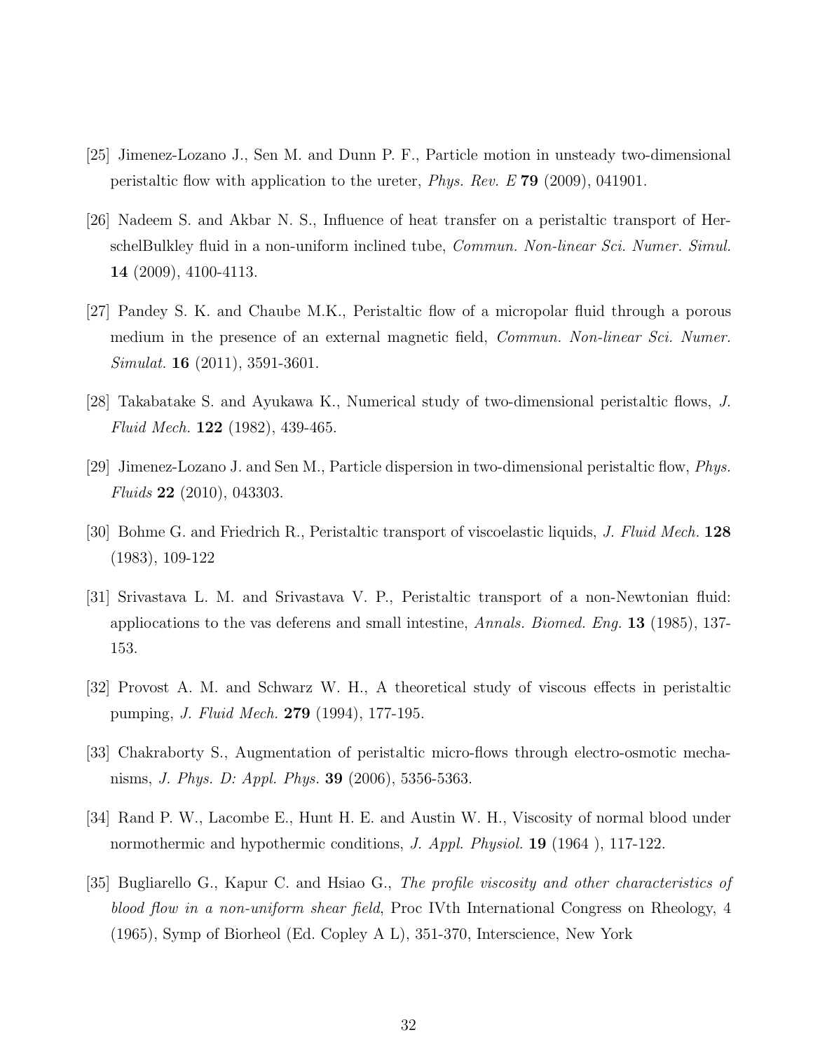[25] Jimenez-Lozano J., Sen M. and Dunn P. F., Particle motion in unsteady two-dimensional peristaltic flow with application to the ureter, *Phys. Rev. E* **79** (2009), 041901.

[26] Nadeem S. and Akbar N. S., Influence of heat transfer on a peristaltic transport of HerschelBulkley fluid in a non-uniform inclined tube, *Commun. Non-linear Sci. Numer. Simul.* **14** (2009), 4100-4113.

[27] Pandey S. K. and Chaube M.K., Peristaltic flow of a micropolar fluid through a porous medium in the presence of an external magnetic field, *Commun. Non-linear Sci. Numer. Simulat.* **16** (2011), 3591-3601.

[28] Takabatake S. and Ayukawa K., Numerical study of two-dimensional peristaltic flows, *J. Fluid Mech.* **122** (1982), 439-465.

[29] Jimenez-Lozano J. and Sen M., Particle dispersion in two-dimensional peristaltic flow, *Phys. Fluids* **22** (2010), 043303.

[30] Bohme G. and Friedrich R., Peristaltic transport of viscoelastic liquids, *J. Fluid Mech.* **128** (1983), 109-122

[31] Srivastava L. M. and Srivastava V. P., Peristaltic transport of a non-Newtonian fluid: appliocations to the vas deferens and small intestine, *Annals. Biomed. Eng.* **13** (1985), 137-153.

[32] Provost A. M. and Schwarz W. H., A theoretical study of viscous effects in peristaltic pumping, *J. Fluid Mech.* **279** (1994), 177-195.

[33] Chakraborty S., Augmentation of peristaltic micro-flows through electro-osmotic mechanisms, *J. Phys. D: Appl. Phys.* **39** (2006), 5356-5363.

[34] Rand P. W., Lacombe E., Hunt H. E. and Austin W. H., Viscosity of normal blood under normothermic and hypothermic conditions, *J. Appl. Physiol.* **19** (1964 ), 117-122.

[35] Bugliarello G., Kapur C. and Hsiao G., *The profile viscosity and other characteristics of blood flow in a non-uniform shear field*, Proc IVth International Congress on Rheology, 4 (1965), Symp of Biorheol (Ed. Copley A L), 351-370, Interscience, New York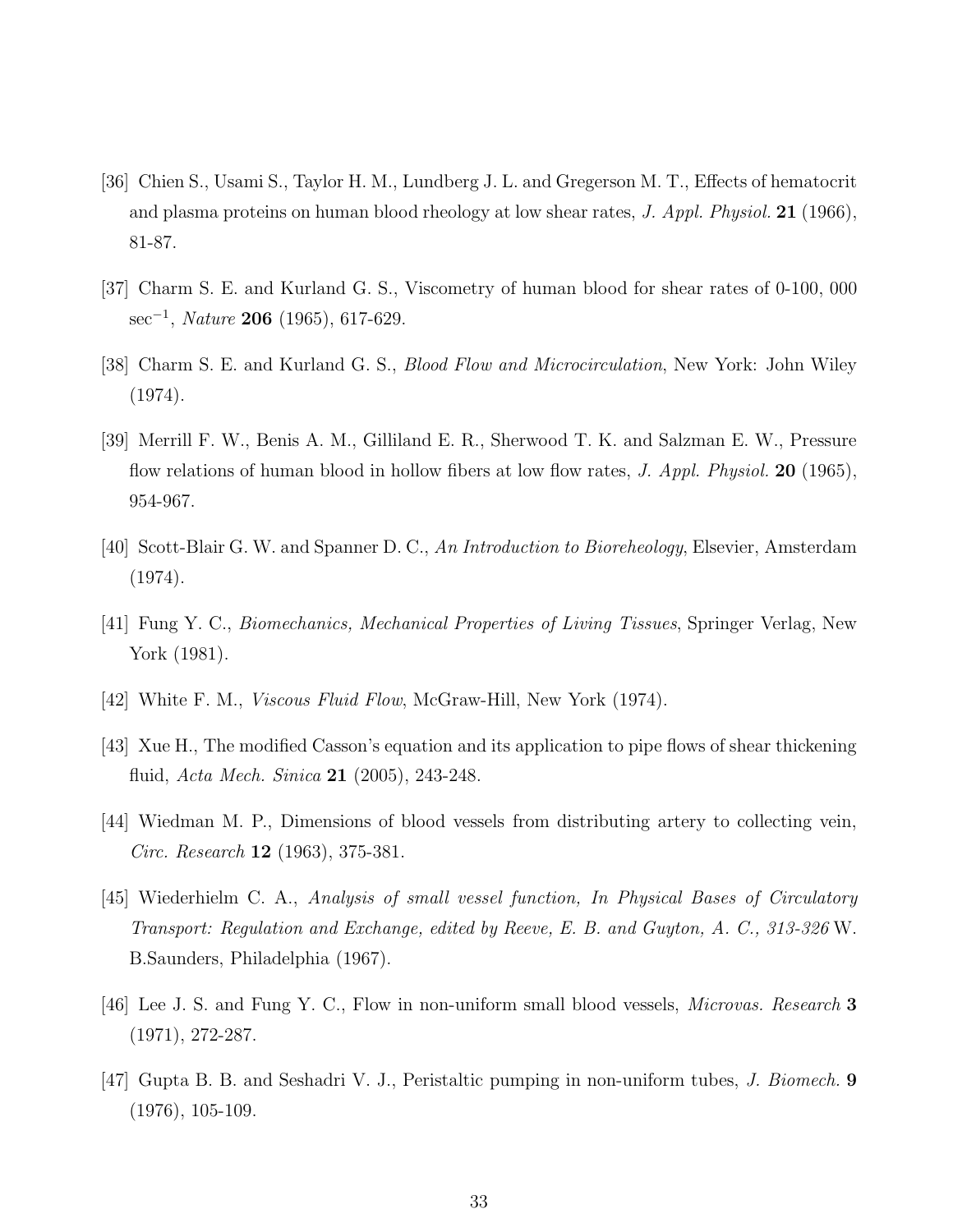[36] Chien S., Usami S., Taylor H. M., Lundberg J. L. and Gregerson M. T., Effects of hematocrit and plasma proteins on human blood rheology at low shear rates, *J. Appl. Physiol.* **21** (1966), 81-87.

[37] Charm S. E. and Kurland G. S., Viscometry of human blood for shear rates of 0-100, 000 $\sec^{-1}$, *Nature* **206** (1965), 617-629.

[38] Charm S. E. and Kurland G. S., *Blood Flow and Microcirculation*, New York: John Wiley (1974).

[39] Merrill F. W., Benis A. M., Gilliland E. R., Sherwood T. K. and Salzman E. W., Pressure flow relations of human blood in hollow fibers at low flow rates, *J. Appl. Physiol.* **20** (1965), 954-967.

[40] Scott-Blair G. W. and Spanner D. C., *An Introduction to Bioreheology*, Elsevier, Amsterdam (1974).

[41] Fung Y. C., *Biomechanics, Mechanical Properties of Living Tissues*, Springer Verlag, New York (1981).

[42] White F. M., *Viscous Fluid Flow*, McGraw-Hill, New York (1974).

[43] Xue H., The modified Casson's equation and its application to pipe flows of shear thickening fluid, *Acta Mech. Sinica* **21** (2005), 243-248.

[44] Wiedman M. P., Dimensions of blood vessels from distributing artery to collecting vein, *Circ. Research* **12** (1963), 375-381.

[45] Wiederhielm C. A., *Analysis of small vessel function, In Physical Bases of Circulatory Transport: Regulation and Exchange, edited by Reeve, E. B. and Guyton, A. C., 313-326* W. B.Saunders, Philadelphia (1967).

[46] Lee J. S. and Fung Y. C., Flow in non-uniform small blood vessels, *Microvas. Research* **3** (1971), 272-287.

[47] Gupta B. B. and Seshadri V. J., Peristaltic pumping in non-uniform tubes, *J. Biomech.* **9** (1976), 105-109.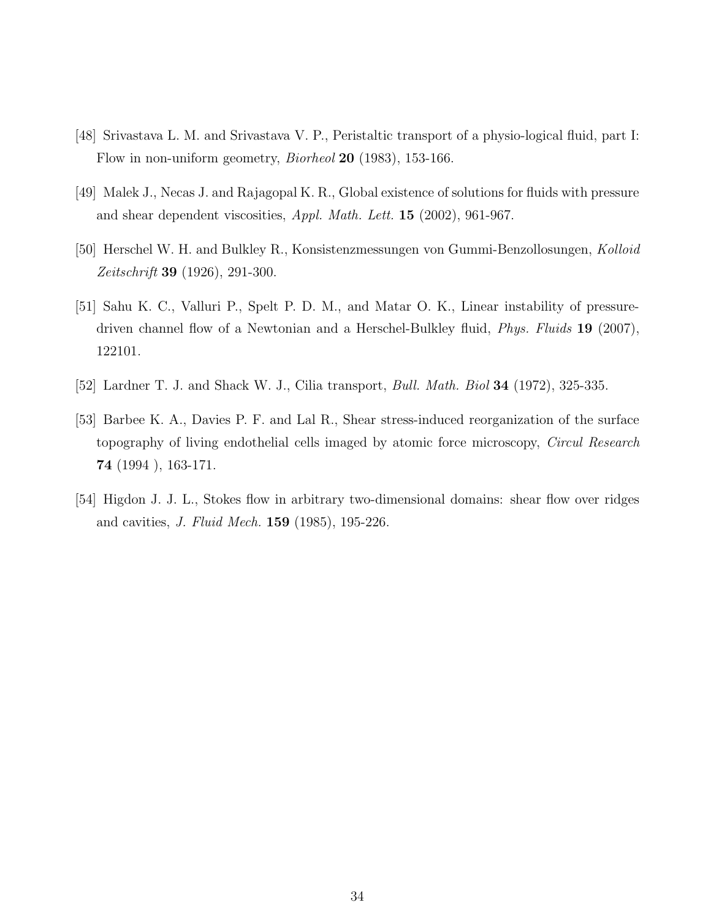[48] Srivastava L. M. and Srivastava V. P., Peristaltic transport of a physio-logical fluid, part I: Flow in non-uniform geometry, *Biorheol* **20** (1983), 153-166.

[49] Malek J., Necas J. and Rajagopal K. R., Global existence of solutions for fluids with pressure and shear dependent viscosities, *Appl. Math. Lett.* **15** (2002), 961-967.

[50] Herschel W. H. and Bulkley R., Konsistenzmessungen von Gummi-Benzollosungen, *Kolloid Zeitschrift* **39** (1926), 291-300.

[51] Sahu K. C., Valluri P., Spelt P. D. M., and Matar O. K., Linear instability of pressure-driven channel flow of a Newtonian and a Herschel-Bulkley fluid, *Phys. Fluids* **19** (2007), 122101.

[52] Lardner T. J. and Shack W. J., Cilia transport, *Bull. Math. Biol* **34** (1972), 325-335.

[53] Barbee K. A., Davies P. F. and Lal R., Shear stress-induced reorganization of the surface topography of living endothelial cells imaged by atomic force microscopy, *Circul Research* **74** (1994 ), 163-171.

[54] Higdon J. J. L., Stokes flow in arbitrary two-dimensional domains: shear flow over ridges and cavities, *J. Fluid Mech.* **159** (1985), 195-226.